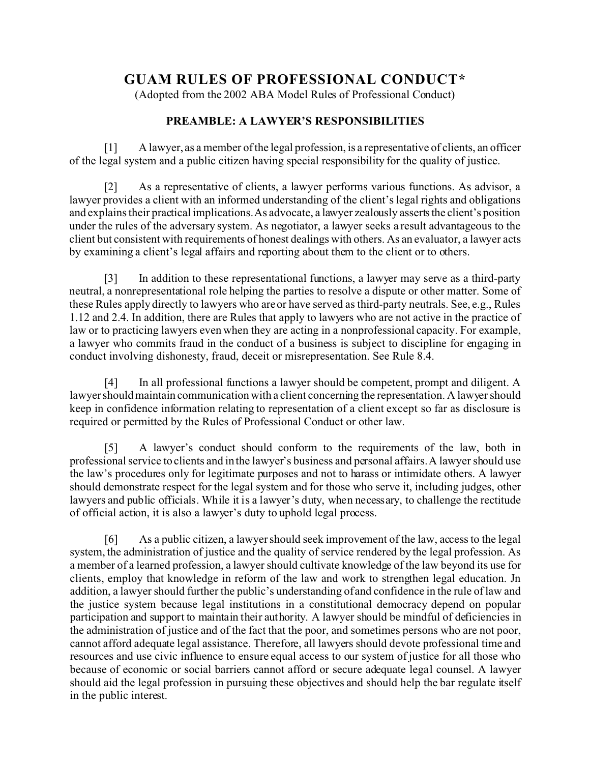# GUAM RULES OF PROFESSIONAL CONDUCT*

(Adopted from the 2002 ABA Model Rules of Professional Conduct)

## PREAMBLE: A LAWYER'S RESPONSIBILITIES

[1] A lawyer, as a member of the legal profession, is a representative of clients, an officer of the legal system and a public citizen having special responsibility for the quality of justice.

[2] As a representative of clients, a lawyer performs various functions. As advisor, a lawyer provides a client with an informed understanding of the client's legal rights and obligations and explains their practical implications. As advocate, a lawyer zealously asserts the client's position under the rules of the adversary system. As negotiator, a lawyer seeks a result advantageous to the client but consistent with requirements of honest dealings with others. As an evaluator, a lawyer acts by examining a client's legal affairs and reporting about them to the client or to others.

[3] In addition to these representational functions, a lawyer may serve as a third-party neutral, a nonrepresentational role helping the parties to resolve a dispute or other matter. Some of these Rules apply directly to lawyers who are or have served as third-party neutrals. See, e.g., Rules 1.12 and 2.4. In addition, there are Rules that apply to lawyers who are not active in the practice of law or to practicing lawyers even when they are acting in a nonprofessional capacity. For example, a lawyer who commits fraud in the conduct of a business is subject to discipline for engaging in conduct involving dishonesty, fraud, deceit or misrepresentation. See Rule 8.4.

[4] In all professional functions a lawyer should be competent, prompt and diligent. A lawyer should maintain communication with a client concerning the representation. A lawyer should keep in confidence information relating to representation of a client except so far as disclosure is required or permitted by the Rules of Professional Conduct or other law.

[5] A lawyer's conduct should conform to the requirements of the law, both in professional service to clients and in the lawyer's business and personal affairs. A lawyer should use the law's procedures only for legitimate purposes and not to harass or intimidate others. A lawyer should demonstrate respect for the legal system and for those who serve it, including judges, other lawyers and public officials. While it is a lawyer's duty, when necessary, to challenge the rectitude of official action, it is also a lawyer's duty to uphold legal process.

[6] As a public citizen, a lawyer should seek improvement of the law, access to the legal system, the administration of justice and the quality of service rendered by the legal profession. As a member of a learned profession, a lawyer should cultivate knowledge of the law beyond its use for clients, employ that knowledge in reform of the law and work to strengthen legal education. Jn addition, a lawyer should further the public's understanding of and confidence in the rule of law and the justice system because legal institutions in a constitutional democracy depend on popular participation and support to maintain their authority. A lawyer should be mindful of deficiencies in the administration of justice and of the fact that the poor, and sometimes persons who are not poor, cannot afford adequate legal assistance. Therefore, all lawyers should devote professional time and resources and use civic influence to ensure equal access to our system of justice for all those who because of economic or social barriers cannot afford or secure adequate legal counsel. A lawyer should aid the legal profession in pursuing these objectives and should help the bar regulate itself in the public interest.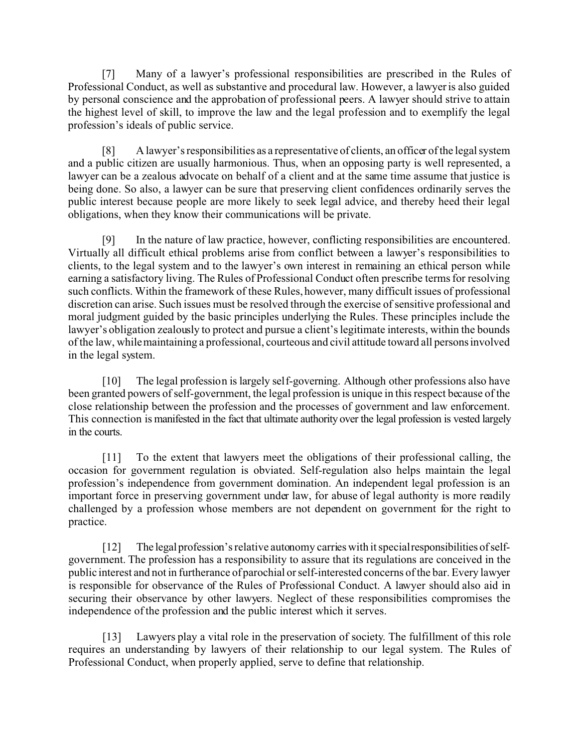[7] Many of a lawyer's professional responsibilities are prescribed in the Rules of Professional Conduct, as well as substantive and procedural law. However, a lawyer is also guided by personal conscience and the approbation of professional peers. A lawyer should strive to attain the highest level of skill, to improve the law and the legal profession and to exemplify the legal profession's ideals of public service.

[8] A lawyer's responsibilities as a representative of clients, an officer of the legal system and a public citizen are usually harmonious. Thus, when an opposing party is well represented, a lawyer can be a zealous advocate on behalf of a client and at the same time assume that justice is being done. So also, a lawyer can be sure that preserving client confidences ordinarily serves the public interest because people are more likely to seek legal advice, and thereby heed their legal obligations, when they know their communications will be private.

[9] In the nature of law practice, however, conflicting responsibilities are encountered. Virtually all difficult ethical problems arise from conflict between a lawyer's responsibilities to clients, to the legal system and to the lawyer's own interest in remaining an ethical person while earning a satisfactory living. The Rules of Professional Conduct often prescribe terms for resolving such conflicts. Within the framework of these Rules, however, many difficult issues of professional discretion can arise. Such issues must be resolved through the exercise of sensitive professional and moral judgment guided by the basic principles underlying the Rules. These principles include the lawyer's obligation zealously to protect and pursue a client's legitimate interests, within the bounds of the law, while maintaining a professional, courteous and civil attitude toward all persons involved in the legal system.

[10] The legal profession is largely self-governing. Although other professions also have been granted powers of self-government, the legal profession is unique in this respect because of the close relationship between the profession and the processes of government and law enforcement. This connection is manifested in the fact that ultimate authority over the legal profession is vested largely in the courts.

[11] To the extent that lawyers meet the obligations of their professional calling, the occasion for government regulation is obviated. Self-regulation also helps maintain the legal profession's independence from government domination. An independent legal profession is an important force in preserving government under law, for abuse of legal authority is more readily challenged by a profession whose members are not dependent on government for the right to practice.

[12] The legal profession's relative autonomy carries with it special responsibilities of self-government. The profession has a responsibility to assure that its regulations are conceived in the public interest and not in furtherance of parochial or self-interested concerns of the bar. Every lawyer is responsible for observance of the Rules of Professional Conduct. A lawyer should also aid in securing their observance by other lawyers. Neglect of these responsibilities compromises the independence of the profession and the public interest which it serves.

[13] Lawyers play a vital role in the preservation of society. The fulfillment of this role requires an understanding by lawyers of their relationship to our legal system. The Rules of Professional Conduct, when properly applied, serve to define that relationship.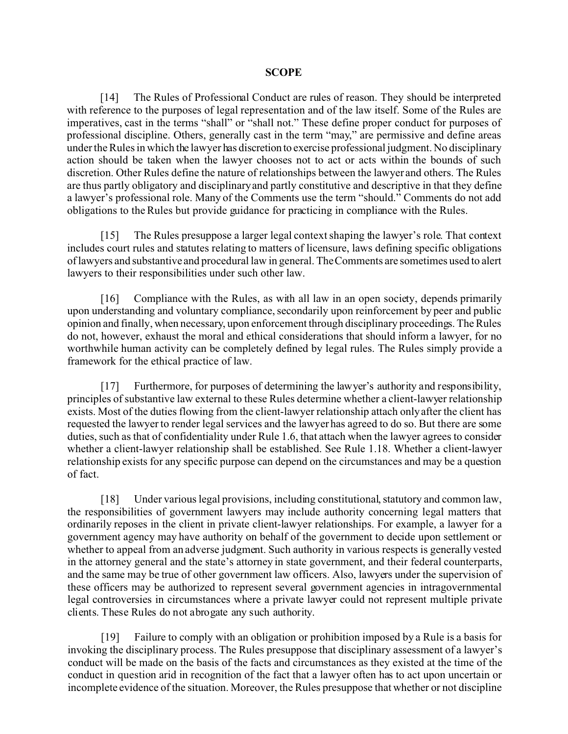## SCOPE

[14] The Rules of Professional Conduct are rules of reason. They should be interpreted with reference to the purposes of legal representation and of the law itself. Some of the Rules are imperatives, cast in the terms "shall" or "shall not." These define proper conduct for purposes of professional discipline. Others, generally cast in the term "may," are permissive and define areas under the Rules in which the lawyer has discretion to exercise professional judgment. No disciplinary action should be taken when the lawyer chooses not to act or acts within the bounds of such discretion. Other Rules define the nature of relationships between the lawyer and others. The Rules are thus partly obligatory and disciplinary and partly constitutive and descriptive in that they define a lawyer's professional role. Many of the Comments use the term "should." Comments do not add obligations to the Rules but provide guidance for practicing in compliance with the Rules.

[15] The Rules presuppose a larger legal context shaping the lawyer's role. That context includes court rules and statutes relating to matters of licensure, laws defining specific obligations of lawyers and substantive and procedural law in general. The Comments are sometimes used to alert lawyers to their responsibilities under such other law.

[16] Compliance with the Rules, as with all law in an open society, depends primarily upon understanding and voluntary compliance, secondarily upon reinforcement by peer and public opinion and finally, when necessary, upon enforcement through disciplinary proceedings. The Rules do not, however, exhaust the moral and ethical considerations that should inform a lawyer, for no worthwhile human activity can be completely defined by legal rules. The Rules simply provide a framework for the ethical practice of law.

[17] Furthermore, for purposes of determining the lawyer's authority and responsibility, principles of substantive law external to these Rules determine whether a client-lawyer relationship exists. Most of the duties flowing from the client-lawyer relationship attach only after the client has requested the lawyer to render legal services and the lawyer has agreed to do so. But there are some duties, such as that of confidentiality under Rule 1.6, that attach when the lawyer agrees to consider whether a client-lawyer relationship shall be established. See Rule 1.18. Whether a client-lawyer relationship exists for any specific purpose can depend on the circumstances and may be a question of fact.

[18] Under various legal provisions, including constitutional, statutory and common law, the responsibilities of government lawyers may include authority concerning legal matters that ordinarily reposes in the client in private client-lawyer relationships. For example, a lawyer for a government agency may have authority on behalf of the government to decide upon settlement or whether to appeal from an adverse judgment. Such authority in various respects is generally vested in the attorney general and the state's attorney in state government, and their federal counterparts, and the same may be true of other government law officers. Also, lawyers under the supervision of these officers may be authorized to represent several government agencies in intragovernmental legal controversies in circumstances where a private lawyer could not represent multiple private clients. These Rules do not abrogate any such authority.

[19] Failure to comply with an obligation or prohibition imposed by a Rule is a basis for invoking the disciplinary process. The Rules presuppose that disciplinary assessment of a lawyer's conduct will be made on the basis of the facts and circumstances as they existed at the time of the conduct in question arid in recognition of the fact that a lawyer often has to act upon uncertain or incomplete evidence of the situation. Moreover, the Rules presuppose that whether or not discipline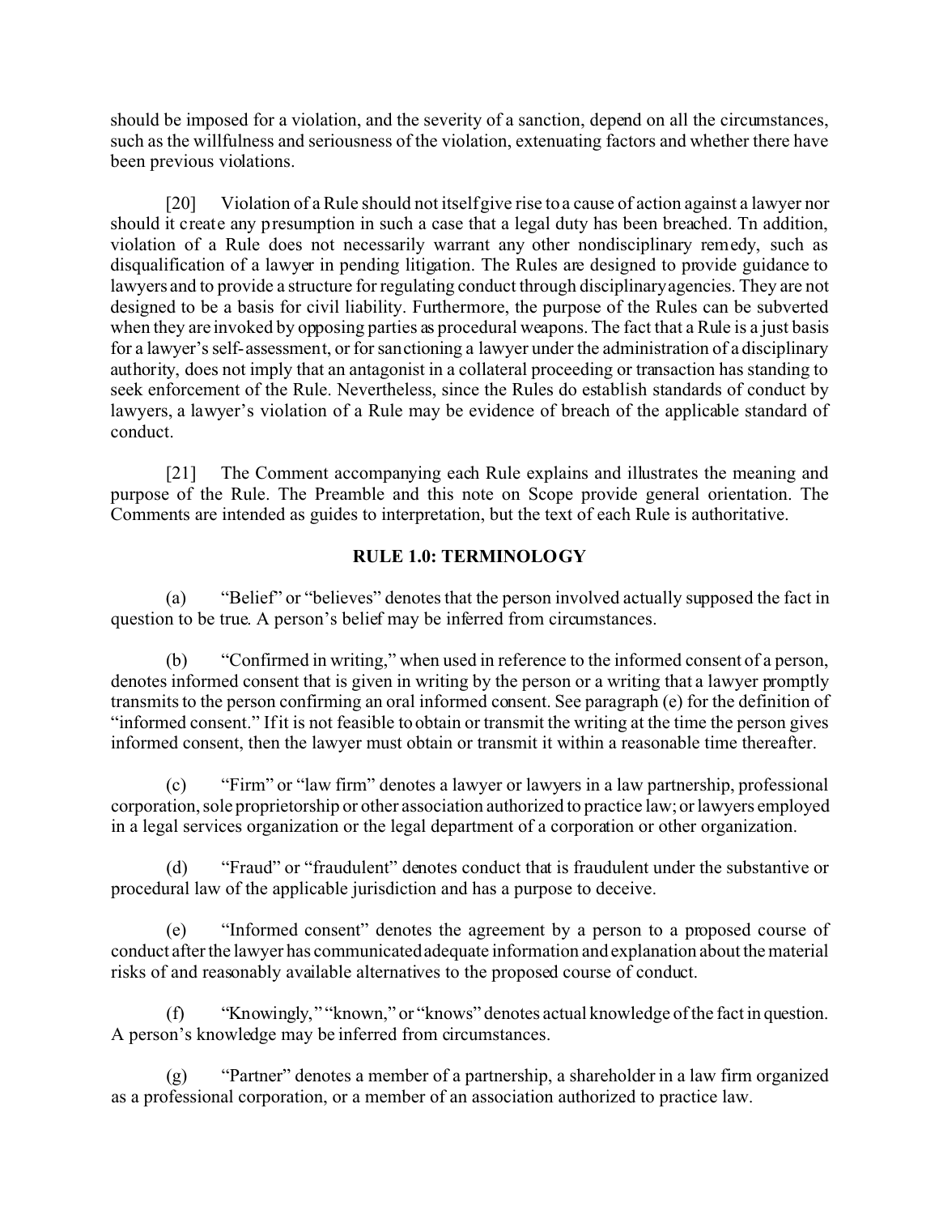should be imposed for a violation, and the severity of a sanction, depend on all the circumstances, such as the willfulness and seriousness of the violation, extenuating factors and whether there have been previous violations.

[20] Violation of a Rule should not itself give rise to a cause of action against a lawyer nor should it create any presumption in such a case that a legal duty has been breached. Tn addition, violation of a Rule does not necessarily warrant any other nondisciplinary remedy, such as disqualification of a lawyer in pending litigation. The Rules are designed to provide guidance to lawyers and to provide a structure for regulating conduct through disciplinary agencies. They are not designed to be a basis for civil liability. Furthermore, the purpose of the Rules can be subverted when they are invoked by opposing parties as procedural weapons. The fact that a Rule is a just basis for a lawyer's self-assessment, or for sanctioning a lawyer under the administration of a disciplinary authority, does not imply that an antagonist in a collateral proceeding or transaction has standing to seek enforcement of the Rule. Nevertheless, since the Rules do establish standards of conduct by lawyers, a lawyer's violation of a Rule may be evidence of breach of the applicable standard of conduct.

[21] The Comment accompanying each Rule explains and illustrates the meaning and purpose of the Rule. The Preamble and this note on Scope provide general orientation. The Comments are intended as guides to interpretation, but the text of each Rule is authoritative.

## RULE 1.0: TERMINOLOGY

(a) "Belief" or "believes" denotes that the person involved actually supposed the fact in question to be true. A person's belief may be inferred from circumstances.

(b) "Confirmed in writing," when used in reference to the informed consent of a person, denotes informed consent that is given in writing by the person or a writing that a lawyer promptly transmits to the person confirming an oral informed consent. See paragraph (e) for the definition of "informed consent." If it is not feasible to obtain or transmit the writing at the time the person gives informed consent, then the lawyer must obtain or transmit it within a reasonable time thereafter.

(c) "Firm" or "law firm" denotes a lawyer or lawyers in a law partnership, professional corporation, sole proprietorship or other association authorized to practice law; or lawyers employed in a legal services organization or the legal department of a corporation or other organization.

(d) "Fraud" or "fraudulent" denotes conduct that is fraudulent under the substantive or procedural law of the applicable jurisdiction and has a purpose to deceive.

(e) "Informed consent" denotes the agreement by a person to a proposed course of conduct after the lawyer has communicated adequate information and explanation about the material risks of and reasonably available alternatives to the proposed course of conduct.

(f) "Knowingly," "known," or "knows" denotes actual knowledge of the fact in question. A person's knowledge may be inferred from circumstances.

(g) "Partner" denotes a member of a partnership, a shareholder in a law firm organized as a professional corporation, or a member of an association authorized to practice law.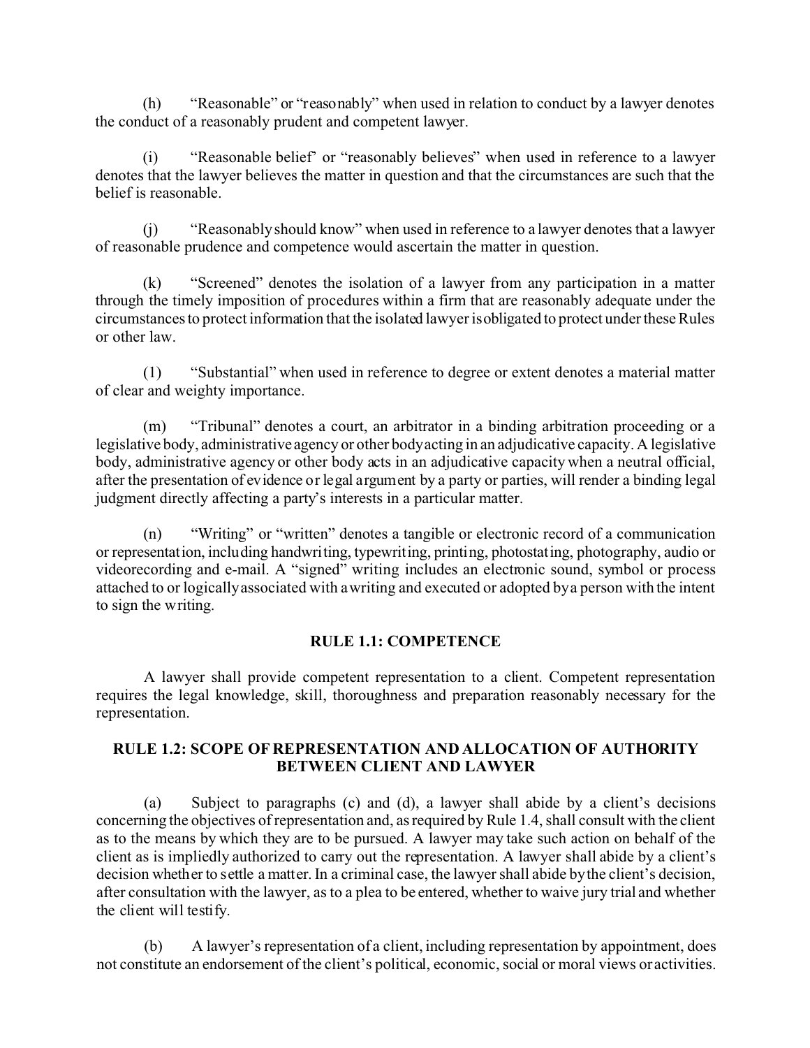(h) "Reasonable" or "reasonably" when used in relation to conduct by a lawyer denotes the conduct of a reasonably prudent and competent lawyer.

(i) "Reasonable belief" or "reasonably believes" when used in reference to a lawyer denotes that the lawyer believes the matter in question and that the circumstances are such that the belief is reasonable.

(j) "Reasonably should know" when used in reference to a lawyer denotes that a lawyer of reasonable prudence and competence would ascertain the matter in question.

(k) "Screened" denotes the isolation of a lawyer from any participation in a matter through the timely imposition of procedures within a firm that are reasonably adequate under the circumstances to protect information that the isolated lawyer is obligated to protect under these Rules or other law.

(l) "Substantial" when used in reference to degree or extent denotes a material matter of clear and weighty importance.

(m) "Tribunal" denotes a court, an arbitrator in a binding arbitration proceeding or a legislative body, administrative agency or other body acting in an adjudicative capacity. A legislative body, administrative agency or other body acts in an adjudicative capacity when a neutral official, after the presentation of evidence or legal argument by a party or parties, will render a binding legal judgment directly affecting a party's interests in a particular matter.

(n) "Writing" or "written" denotes a tangible or electronic record of a communication or representation, including handwriting, typewriting, printing, photostating, photography, audio or videorecording and e-mail. A "signed" writing includes an electronic sound, symbol or process attached to or logically associated with a writing and executed or adopted by a person with the intent to sign the writing.

## RULE 1.1: COMPETENCE

A lawyer shall provide competent representation to a client. Competent representation requires the legal knowledge, skill, thoroughness and preparation reasonably necessary for the representation.

## RULE 1.2: SCOPE OF REPRESENTATION AND ALLOCATION OF AUTHORITY BETWEEN CLIENT AND LAWYER

(a) Subject to paragraphs (c) and (d), a lawyer shall abide by a client's decisions concerning the objectives of representation and, as required by Rule 1.4, shall consult with the client as to the means by which they are to be pursued. A lawyer may take such action on behalf of the client as is impliedly authorized to carry out the representation. A lawyer shall abide by a client's decision whether to settle a matter. In a criminal case, the lawyer shall abide by the client's decision, after consultation with the lawyer, as to a plea to be entered, whether to waive jury trial and whether the client will testify.

(b) A lawyer's representation of a client, including representation by appointment, does not constitute an endorsement of the client's political, economic, social or moral views or activities.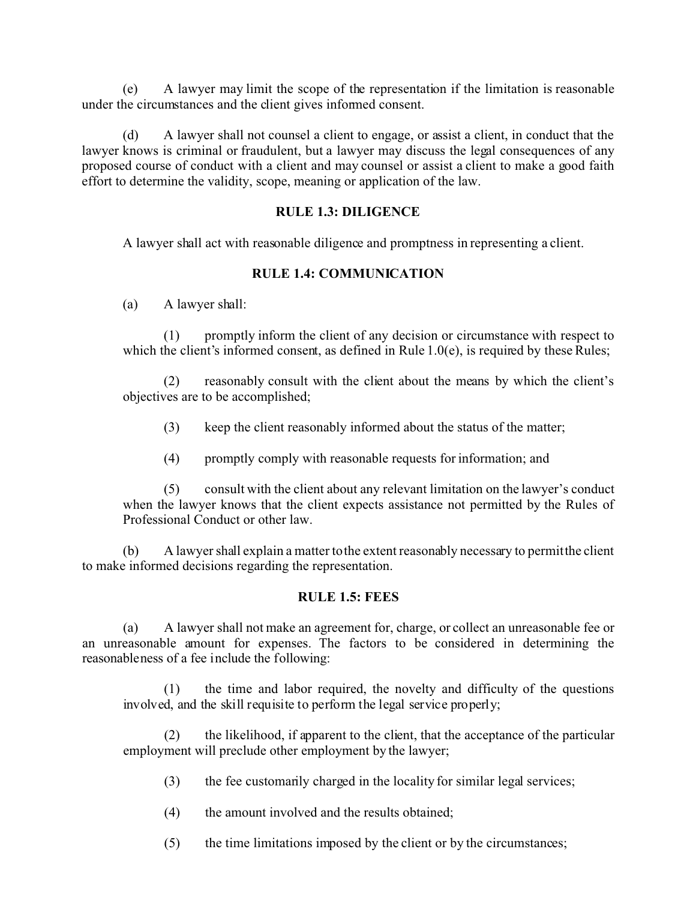(e) A lawyer may limit the scope of the representation if the limitation is reasonable under the circumstances and the client gives informed consent.

(d) A lawyer shall not counsel a client to engage, or assist a client, in conduct that the lawyer knows is criminal or fraudulent, but a lawyer may discuss the legal consequences of any proposed course of conduct with a client and may counsel or assist a client to make a good faith effort to determine the validity, scope, meaning or application of the law.

### RULE 1.3: DILIGENCE

A lawyer shall act with reasonable diligence and promptness in representing a client.

### RULE 1.4: COMMUNICATION

(a) A lawyer shall:

(1) promptly inform the client of any decision or circumstance with respect to which the client's informed consent, as defined in Rule 1.0(e), is required by these Rules;

(2) reasonably consult with the client about the means by which the client's objectives are to be accomplished;

(3) keep the client reasonably informed about the status of the matter;

(4) promptly comply with reasonable requests for information; and

(5) consult with the client about any relevant limitation on the lawyer's conduct when the lawyer knows that the client expects assistance not permitted by the Rules of Professional Conduct or other law.

(b) A lawyer shall explain a matter to the extent reasonably necessary to permit the client to make informed decisions regarding the representation.

### RULE 1.5: FEES

(a) A lawyer shall not make an agreement for, charge, or collect an unreasonable fee or an unreasonable amount for expenses. The factors to be considered in determining the reasonableness of a fee include the following:

(1) the time and labor required, the novelty and difficulty of the questions involved, and the skill requisite to perform the legal service properly;

(2) the likelihood, if apparent to the client, that the acceptance of the particular employment will preclude other employment by the lawyer;

(3) the fee customarily charged in the locality for similar legal services;

(4) the amount involved and the results obtained;

(5) the time limitations imposed by the client or by the circumstances;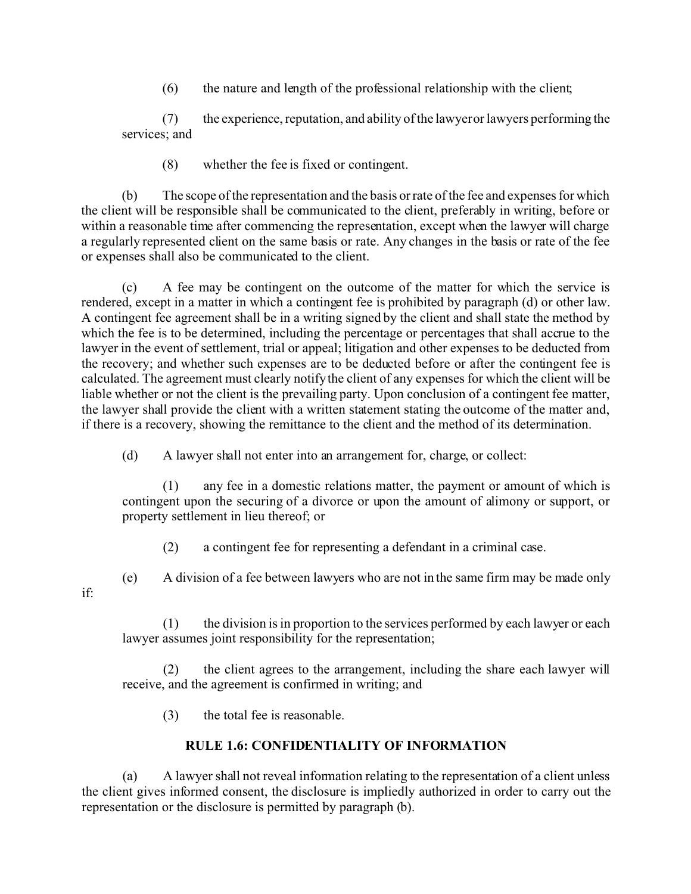(6) the nature and length of the professional relationship with the client;

(7) the experience, reputation, and ability of the lawyer or lawyers performing the services; and

(8) whether the fee is fixed or contingent.

(b) The scope of the representation and the basis or rate of the fee and expenses for which the client will be responsible shall be communicated to the client, preferably in writing, before or within a reasonable time after commencing the representation, except when the lawyer will charge a regularly represented client on the same basis or rate. Any changes in the basis or rate of the fee or expenses shall also be communicated to the client.

(c) A fee may be contingent on the outcome of the matter for which the service is rendered, except in a matter in which a contingent fee is prohibited by paragraph (d) or other law. A contingent fee agreement shall be in a writing signed by the client and shall state the method by which the fee is to be determined, including the percentage or percentages that shall accrue to the lawyer in the event of settlement, trial or appeal; litigation and other expenses to be deducted from the recovery; and whether such expenses are to be deducted before or after the contingent fee is calculated. The agreement must clearly notify the client of any expenses for which the client will be liable whether or not the client is the prevailing party. Upon conclusion of a contingent fee matter, the lawyer shall provide the client with a written statement stating the outcome of the matter and, if there is a recovery, showing the remittance to the client and the method of its determination.

(d) A lawyer shall not enter into an arrangement for, charge, or collect:

(1) any fee in a domestic relations matter, the payment or amount of which is contingent upon the securing of a divorce or upon the amount of alimony or support, or property settlement in lieu thereof; or

(2) a contingent fee for representing a defendant in a criminal case.

(e) A division of a fee between lawyers who are not in the same firm may be made only if:

(1) the division is in proportion to the services performed by each lawyer or each lawyer assumes joint responsibility for the representation;

(2) the client agrees to the arrangement, including the share each lawyer will receive, and the agreement is confirmed in writing; and

(3) the total fee is reasonable.

## RULE 1.6: CONFIDENTIALITY OF INFORMATION

(a) A lawyer shall not reveal information relating to the representation of a client unless the client gives informed consent, the disclosure is impliedly authorized in order to carry out the representation or the disclosure is permitted by paragraph (b).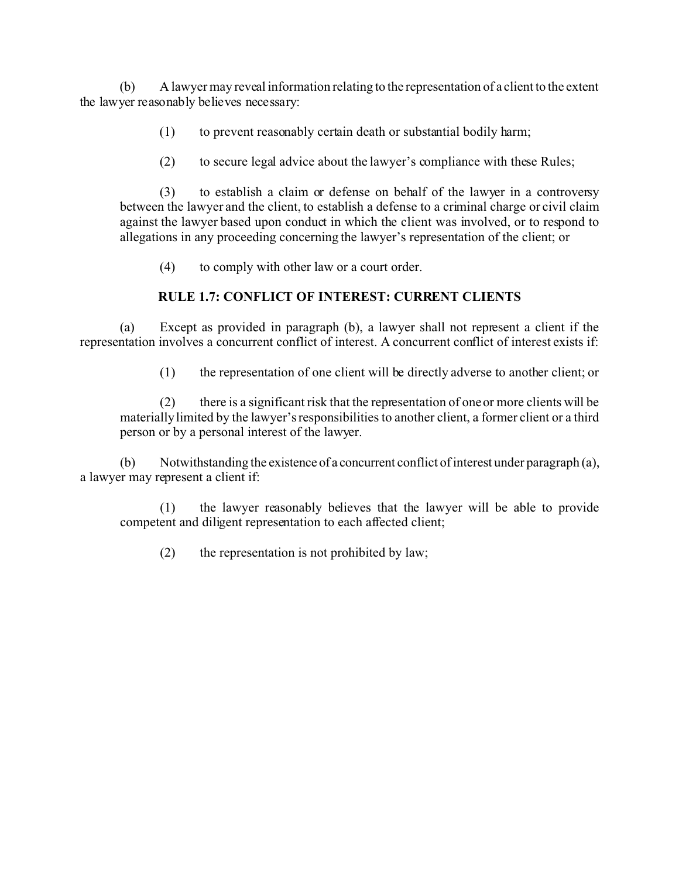(b) A lawyer may reveal information relating to the representation of a client to the extent the lawyer reasonably believes necessary:

(1) to prevent reasonably certain death or substantial bodily harm;

(2) to secure legal advice about the lawyer's compliance with these Rules;

(3) to establish a claim or defense on behalf of the lawyer in a controversy between the lawyer and the client, to establish a defense to a criminal charge or civil claim against the lawyer based upon conduct in which the client was involved, or to respond to allegations in any proceeding concerning the lawyer's representation of the client; or

(4) to comply with other law or a court order.

## RULE 1.7: CONFLICT OF INTEREST: CURRENT CLIENTS

(a) Except as provided in paragraph (b), a lawyer shall not represent a client if the representation involves a concurrent conflict of interest. A concurrent conflict of interest exists if:

(1) the representation of one client will be directly adverse to another client; or

(2) there is a significant risk that the representation of one or more clients will be materially limited by the lawyer's responsibilities to another client, a former client or a third person or by a personal interest of the lawyer.

(b) Notwithstanding the existence of a concurrent conflict of interest under paragraph (a), a lawyer may represent a client if:

(1) the lawyer reasonably believes that the lawyer will be able to provide competent and diligent representation to each affected client;

(2) the representation is not prohibited by law;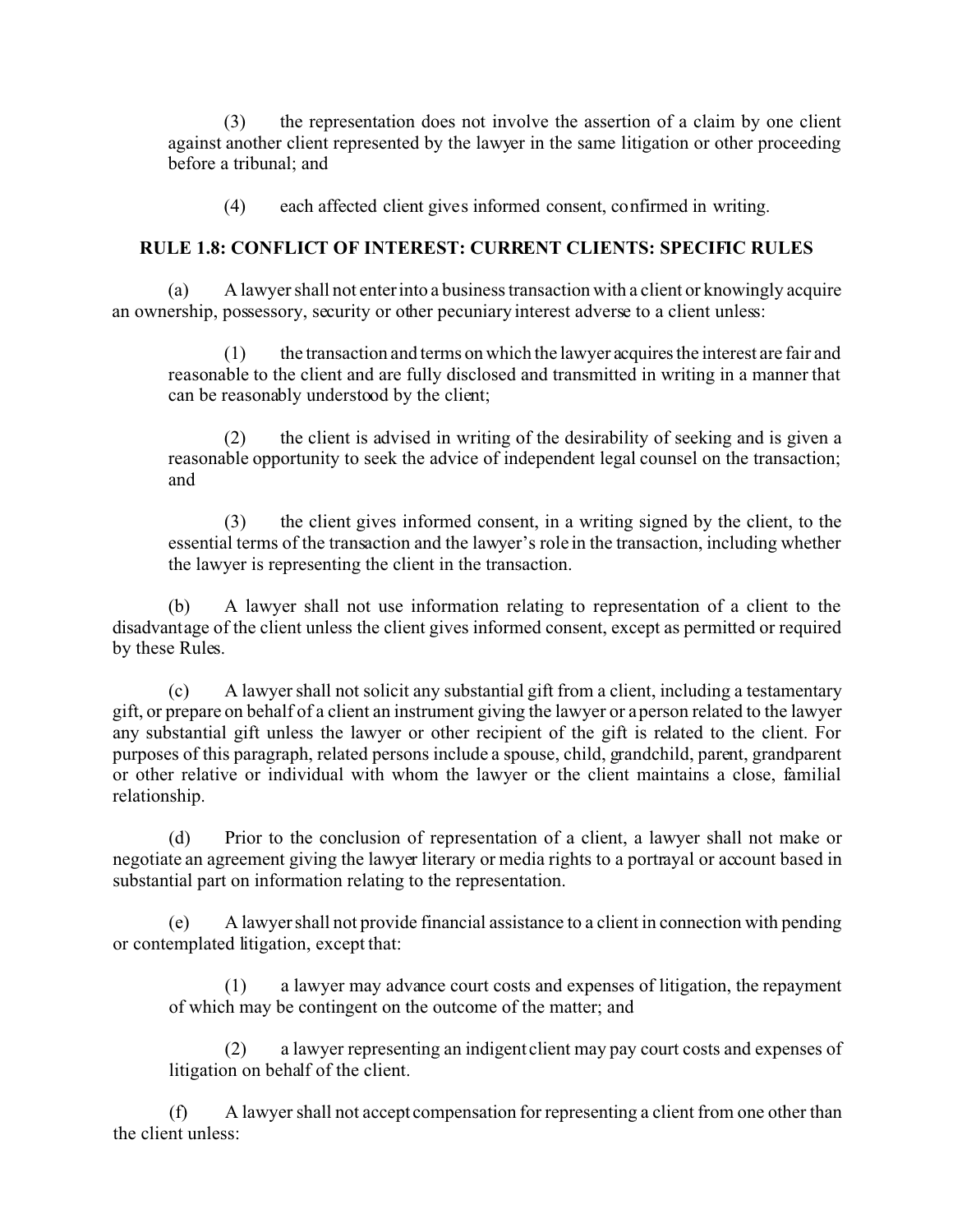(3) the representation does not involve the assertion of a claim by one client against another client represented by the lawyer in the same litigation or other proceeding before a tribunal; and

(4) each affected client gives informed consent, confirmed in writing.

## RULE 1.8: CONFLICT OF INTEREST: CURRENT CLIENTS: SPECIFIC RULES

(a) A lawyer shall not enter into a business transaction with a client or knowingly acquire an ownership, possessory, security or other pecuniary interest adverse to a client unless:

(1) the transaction and terms on which the lawyer acquires the interest are fair and reasonable to the client and are fully disclosed and transmitted in writing in a manner that can be reasonably understood by the client;

(2) the client is advised in writing of the desirability of seeking and is given a reasonable opportunity to seek the advice of independent legal counsel on the transaction; and

(3) the client gives informed consent, in a writing signed by the client, to the essential terms of the transaction and the lawyer's role in the transaction, including whether the lawyer is representing the client in the transaction.

(b) A lawyer shall not use information relating to representation of a client to the disadvantage of the client unless the client gives informed consent, except as permitted or required by these Rules.

(c) A lawyer shall not solicit any substantial gift from a client, including a testamentary gift, or prepare on behalf of a client an instrument giving the lawyer or a person related to the lawyer any substantial gift unless the lawyer or other recipient of the gift is related to the client. For purposes of this paragraph, related persons include a spouse, child, grandchild, parent, grandparent or other relative or individual with whom the lawyer or the client maintains a close, familial relationship.

(d) Prior to the conclusion of representation of a client, a lawyer shall not make or negotiate an agreement giving the lawyer literary or media rights to a portrayal or account based in substantial part on information relating to the representation.

(e) A lawyer shall not provide financial assistance to a client in connection with pending or contemplated litigation, except that:

(1) a lawyer may advance court costs and expenses of litigation, the repayment of which may be contingent on the outcome of the matter; and

(2) a lawyer representing an indigent client may pay court costs and expenses of litigation on behalf of the client.

(f) A lawyer shall not accept compensation for representing a client from one other than the client unless: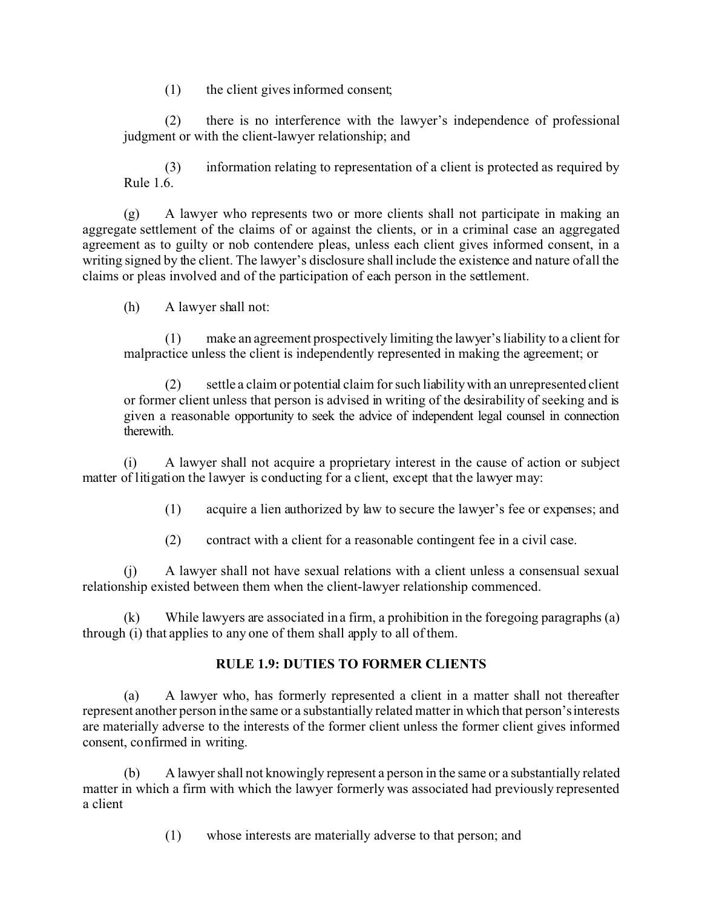(1) the client gives informed consent;

(2) there is no interference with the lawyer's independence of professional judgment or with the client-lawyer relationship; and

(3) information relating to representation of a client is protected as required by Rule 1.6.

(g) A lawyer who represents two or more clients shall not participate in making an aggregate settlement of the claims of or against the clients, or in a criminal case an aggregated agreement as to guilty or nob contendere pleas, unless each client gives informed consent, in a writing signed by the client. The lawyer's disclosure shall include the existence and nature of all the claims or pleas involved and of the participation of each person in the settlement.

(h) A lawyer shall not:

(1) make an agreement prospectively limiting the lawyer's liability to a client for malpractice unless the client is independently represented in making the agreement; or

(2) settle a claim or potential claim for such liability with an unrepresented client or former client unless that person is advised in writing of the desirability of seeking and is given a reasonable opportunity to seek the advice of independent legal counsel in connection therewith.

(i) A lawyer shall not acquire a proprietary interest in the cause of action or subject matter of litigation the lawyer is conducting for a client, except that the lawyer may:

(1) acquire a lien authorized by law to secure the lawyer's fee or expenses; and

(2) contract with a client for a reasonable contingent fee in a civil case.

(j) A lawyer shall not have sexual relations with a client unless a consensual sexual relationship existed between them when the client-lawyer relationship commenced.

(k) While lawyers are associated in a firm, a prohibition in the foregoing paragraphs (a) through (i) that applies to any one of them shall apply to all of them.

## RULE 1.9: DUTIES TO FORMER CLIENTS

(a) A lawyer who, has formerly represented a client in a matter shall not thereafter represent another person in the same or a substantially related matter in which that person's interests are materially adverse to the interests of the former client unless the former client gives informed consent, confirmed in writing.

(b) A lawyer shall not knowingly represent a person in the same or a substantially related matter in which a firm with which the lawyer formerly was associated had previously represented a client

(1) whose interests are materially adverse to that person; and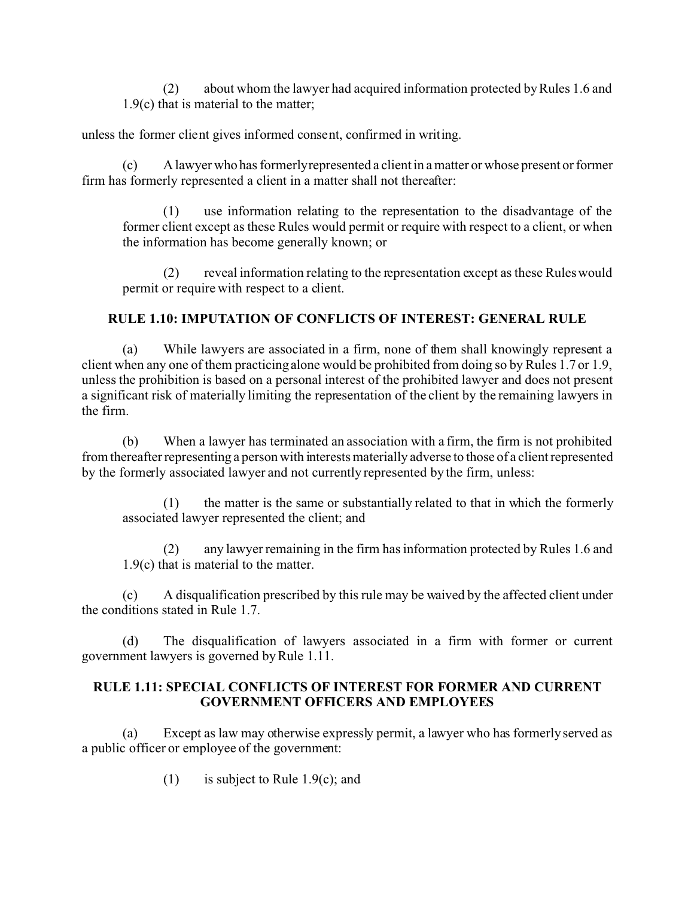(2) about whom the lawyer had acquired information protected by Rules 1.6 and 1.9(c) that is material to the matter;

unless the former client gives informed consent, confirmed in writing.

(c) A lawyer who has formerly represented a client in a matter or whose present or former firm has formerly represented a client in a matter shall not thereafter:

(1) use information relating to the representation to the disadvantage of the former client except as these Rules would permit or require with respect to a client, or when the information has become generally known; or

(2) reveal information relating to the representation except as these Rules would permit or require with respect to a client.

## RULE 1.10: IMPUTATION OF CONFLICTS OF INTEREST: GENERAL RULE

(a) While lawyers are associated in a firm, none of them shall knowingly represent a client when any one of them practicing alone would be prohibited from doing so by Rules 1.7 or 1.9, unless the prohibition is based on a personal interest of the prohibited lawyer and does not present a significant risk of materially limiting the representation of the client by the remaining lawyers in the firm.

(b) When a lawyer has terminated an association with a firm, the firm is not prohibited from thereafter representing a person with interests materially adverse to those of a client represented by the formerly associated lawyer and not currently represented by the firm, unless:

(1) the matter is the same or substantially related to that in which the formerly associated lawyer represented the client; and

(2) any lawyer remaining in the firm has information protected by Rules 1.6 and 1.9(c) that is material to the matter.

(c) A disqualification prescribed by this rule may be waived by the affected client under the conditions stated in Rule 1.7.

(d) The disqualification of lawyers associated in a firm with former or current government lawyers is governed by Rule 1.11.

## RULE 1.11: SPECIAL CONFLICTS OF INTEREST FOR FORMER AND CURRENT GOVERNMENT OFFICERS AND EMPLOYEES

(a) Except as law may otherwise expressly permit, a lawyer who has formerly served as a public officer or employee of the government:

(1) is subject to Rule 1.9(c); and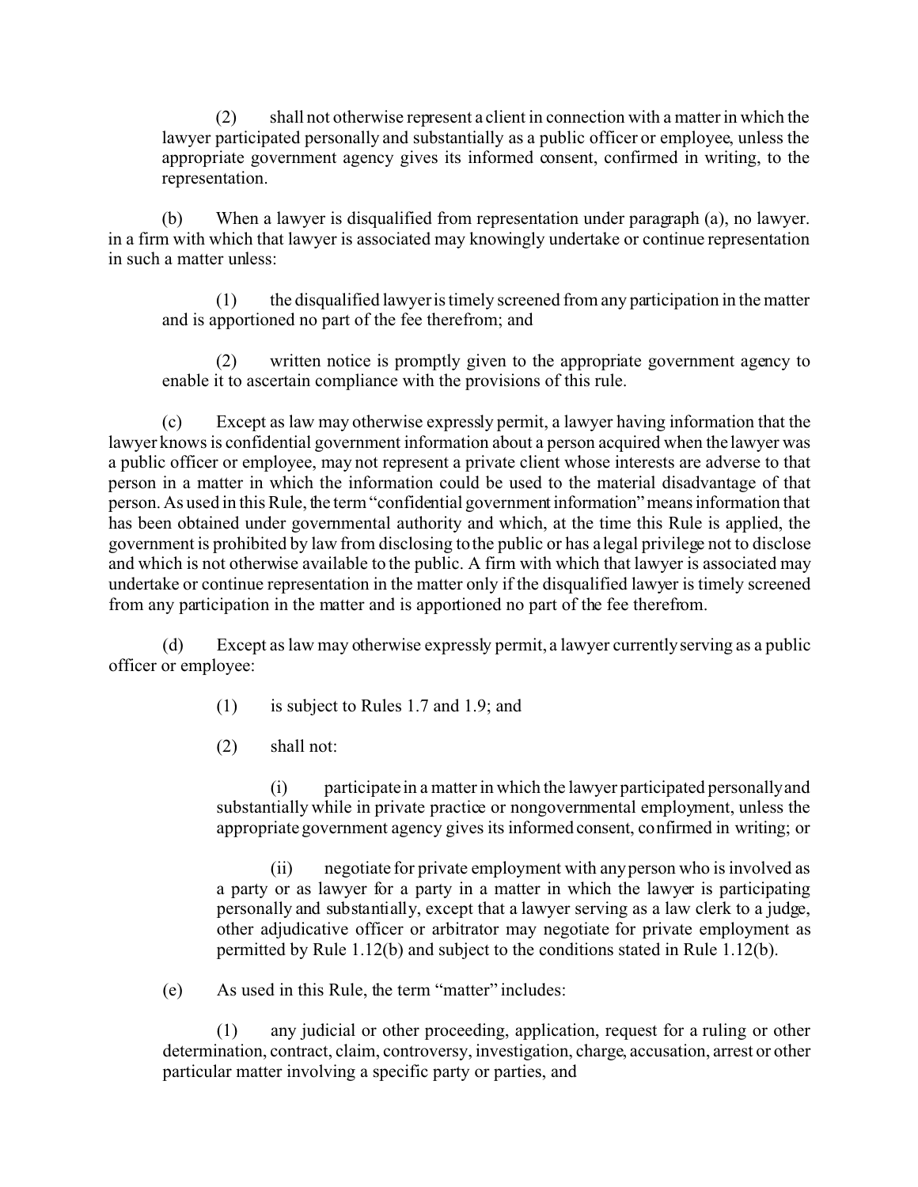(2) shall not otherwise represent a client in connection with a matter in which the lawyer participated personally and substantially as a public officer or employee, unless the appropriate government agency gives its informed consent, confirmed in writing, to the representation.

(b) When a lawyer is disqualified from representation under paragraph (a), no lawyer. in a firm with which that lawyer is associated may knowingly undertake or continue representation in such a matter unless:

(1) the disqualified lawyer is timely screened from any participation in the matter and is apportioned no part of the fee therefrom; and

(2) written notice is promptly given to the appropriate government agency to enable it to ascertain compliance with the provisions of this rule.

(c) Except as law may otherwise expressly permit, a lawyer having information that the lawyer knows is confidential government information about a person acquired when the lawyer was a public officer or employee, may not represent a private client whose interests are adverse to that person in a matter in which the information could be used to the material disadvantage of that person. As used in this Rule, the term "confidential government information" means information that has been obtained under governmental authority and which, at the time this Rule is applied, the government is prohibited by law from disclosing to the public or has a legal privilege not to disclose and which is not otherwise available to the public. A firm with which that lawyer is associated may undertake or continue representation in the matter only if the disqualified lawyer is timely screened from any participation in the matter and is apportioned no part of the fee therefrom.

(d) Except as law may otherwise expressly permit, a lawyer currently serving as a public officer or employee:

(1) is subject to Rules 1.7 and 1.9; and

(2) shall not:

(i) participate in a matter in which the lawyer participated personally and substantially while in private practice or nongovernmental employment, unless the appropriate government agency gives its informed consent, confirmed in writing; or

(ii) negotiate for private employment with any person who is involved as a party or as lawyer for a party in a matter in which the lawyer is participating personally and substantially, except that a lawyer serving as a law clerk to a judge, other adjudicative officer or arbitrator may negotiate for private employment as permitted by Rule 1.12(b) and subject to the conditions stated in Rule 1.12(b).

(e) As used in this Rule, the term "matter" includes:

(1) any judicial or other proceeding, application, request for a ruling or other determination, contract, claim, controversy, investigation, charge, accusation, arrest or other particular matter involving a specific party or parties, and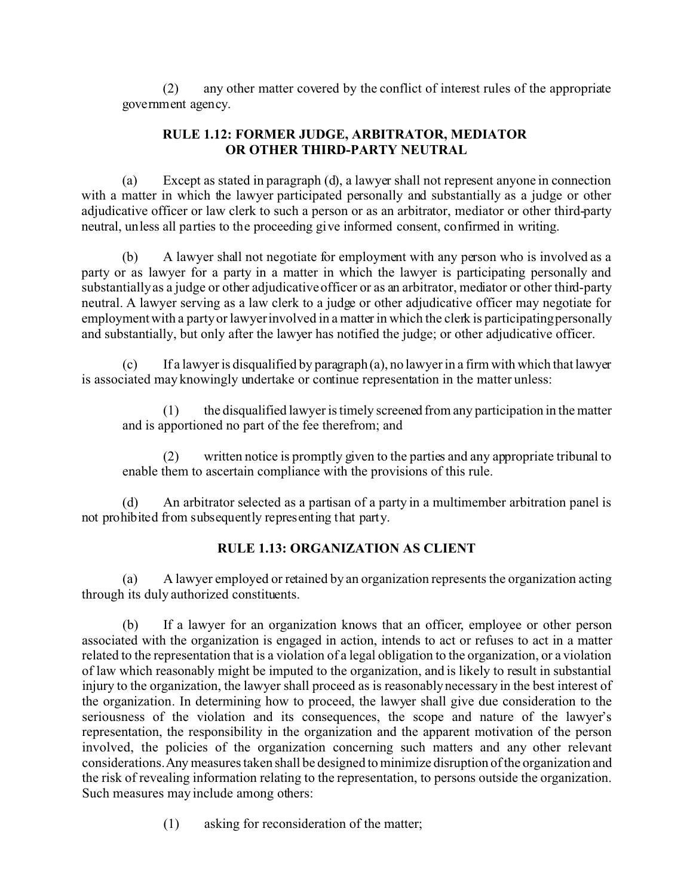(2) any other matter covered by the conflict of interest rules of the appropriate government agency.

## RULE 1.12: FORMER JUDGE, ARBITRATOR, MEDIATOR OR OTHER THIRD-PARTY NEUTRAL

(a) Except as stated in paragraph (d), a lawyer shall not represent anyone in connection with a matter in which the lawyer participated personally and substantially as a judge or other adjudicative officer or law clerk to such a person or as an arbitrator, mediator or other third-party neutral, unless all parties to the proceeding give informed consent, confirmed in writing.

(b) A lawyer shall not negotiate for employment with any person who is involved as a party or as lawyer for a party in a matter in which the lawyer is participating personally and substantially as a judge or other adjudicative officer or as an arbitrator, mediator or other third-party neutral. A lawyer serving as a law clerk to a judge or other adjudicative officer may negotiate for employment with a party or lawyer involved in a matter in which the clerk is participating personally and substantially, but only after the lawyer has notified the judge; or other adjudicative officer.

(c) If a lawyer is disqualified by paragraph (a), no lawyer in a firm with which that lawyer is associated may knowingly undertake or continue representation in the matter unless:

(1) the disqualified lawyer is timely screened from any participation in the matter and is apportioned no part of the fee therefrom; and

(2) written notice is promptly given to the parties and any appropriate tribunal to enable them to ascertain compliance with the provisions of this rule.

(d) An arbitrator selected as a partisan of a party in a multimember arbitration panel is not prohibited from subsequently representing that party.

## RULE 1.13: ORGANIZATION AS CLIENT

(a) A lawyer employed or retained by an organization represents the organization acting through its duly authorized constituents.

(b) If a lawyer for an organization knows that an officer, employee or other person associated with the organization is engaged in action, intends to act or refuses to act in a matter related to the representation that is a violation of a legal obligation to the organization, or a violation of law which reasonably might be imputed to the organization, and is likely to result in substantial injury to the organization, the lawyer shall proceed as is reasonably necessary in the best interest of the organization. In determining how to proceed, the lawyer shall give due consideration to the seriousness of the violation and its consequences, the scope and nature of the lawyer's representation, the responsibility in the organization and the apparent motivation of the person involved, the policies of the organization concerning such matters and any other relevant considerations. Any measures taken shall be designed to minimize disruption of the organization and the risk of revealing information relating to the representation, to persons outside the organization. Such measures may include among others:

(1) asking for reconsideration of the matter;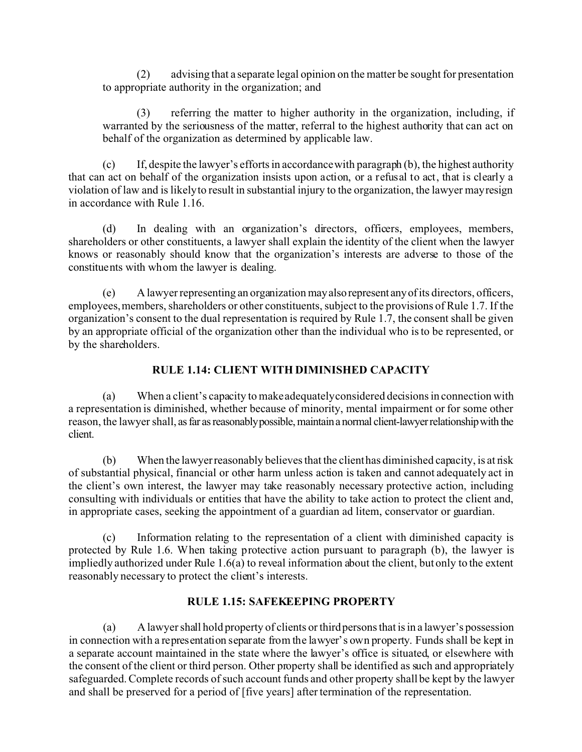(2) advising that a separate legal opinion on the matter be sought for presentation to appropriate authority in the organization; and

(3) referring the matter to higher authority in the organization, including, if warranted by the seriousness of the matter, referral to the highest authority that can act on behalf of the organization as determined by applicable law.

(c) If, despite the lawyer's efforts in accordance with paragraph (b), the highest authority that can act on behalf of the organization insists upon action, or a refusal to act, that is clearly a violation of law and is likely to result in substantial injury to the organization, the lawyer may resign in accordance with Rule 1.16.

(d) In dealing with an organization's directors, officers, employees, members, shareholders or other constituents, a lawyer shall explain the identity of the client when the lawyer knows or reasonably should know that the organization's interests are adverse to those of the constituents with whom the lawyer is dealing.

(e) A lawyer representing an organization may also represent any of its directors, officers, employees, members, shareholders or other constituents, subject to the provisions of Rule 1.7. If the organization's consent to the dual representation is required by Rule 1.7, the consent shall be given by an appropriate official of the organization other than the individual who is to be represented, or by the shareholders.

## RULE 1.14: CLIENT WITH DIMINISHED CAPACITY

(a) When a client's capacity to make adequately considered decisions in connection with a representation is diminished, whether because of minority, mental impairment or for some other reason, the lawyer shall, as far as reasonably possible, maintain a normal client-lawyer relationship with the client.

(b) When the lawyer reasonably believes that the client has diminished capacity, is at risk of substantial physical, financial or other harm unless action is taken and cannot adequately act in the client's own interest, the lawyer may take reasonably necessary protective action, including consulting with individuals or entities that have the ability to take action to protect the client and, in appropriate cases, seeking the appointment of a guardian ad litem, conservator or guardian.

(c) Information relating to the representation of a client with diminished capacity is protected by Rule 1.6. When taking protective action pursuant to paragraph (b), the lawyer is impliedly authorized under Rule 1.6(a) to reveal information about the client, but only to the extent reasonably necessary to protect the client's interests.

## RULE 1.15: SAFEKEEPING PROPERTY

(a) A lawyer shall hold property of clients or third persons that is in a lawyer's possession in connection with a representation separate from the lawyer's own property. Funds shall be kept in a separate account maintained in the state where the lawyer's office is situated, or elsewhere with the consent of the client or third person. Other property shall be identified as such and appropriately safeguarded. Complete records of such account funds and other property shall be kept by the lawyer and shall be preserved for a period of [five years] after termination of the representation.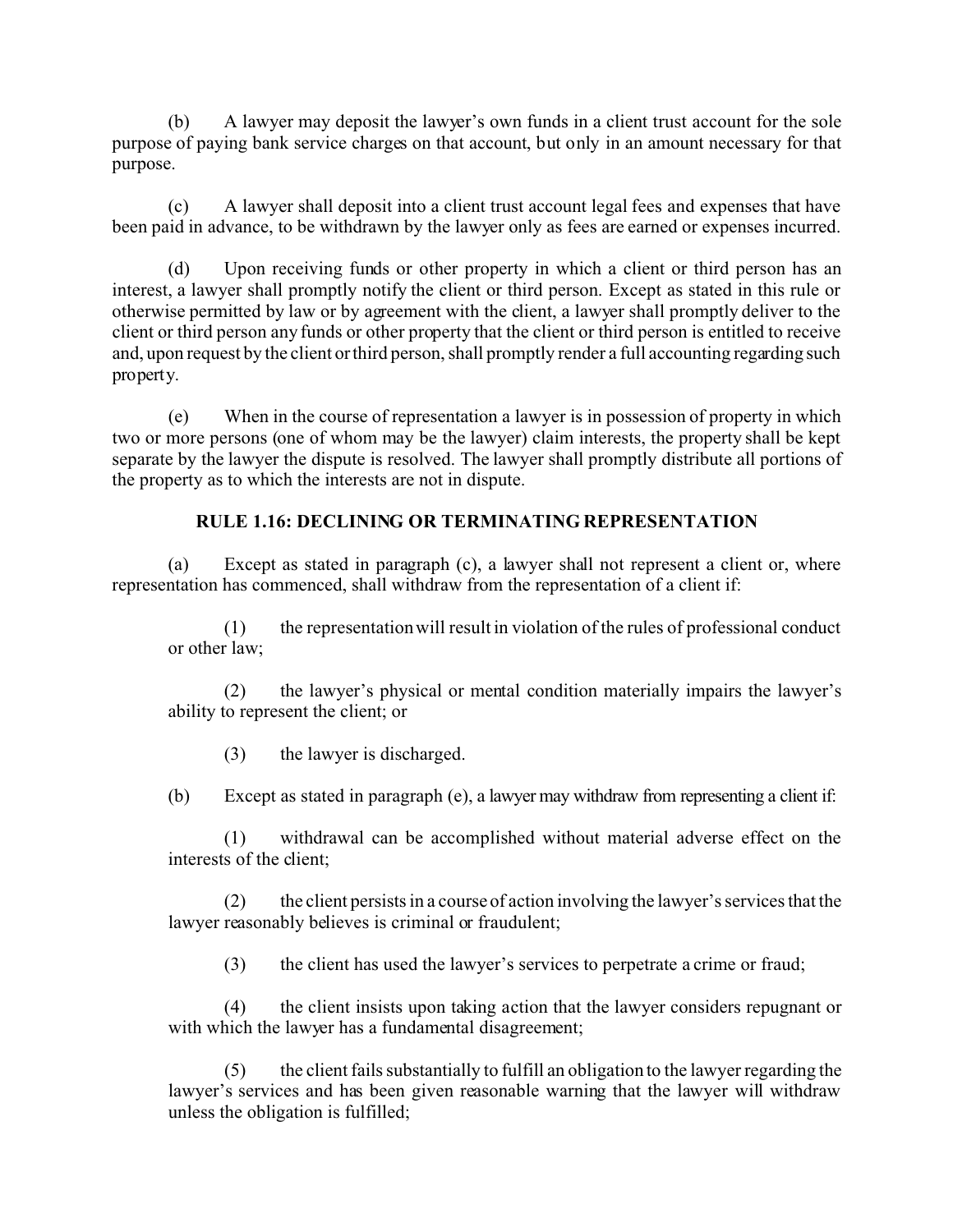(b) A lawyer may deposit the lawyer's own funds in a client trust account for the sole purpose of paying bank service charges on that account, but only in an amount necessary for that purpose.

(c) A lawyer shall deposit into a client trust account legal fees and expenses that have been paid in advance, to be withdrawn by the lawyer only as fees are earned or expenses incurred.

(d) Upon receiving funds or other property in which a client or third person has an interest, a lawyer shall promptly notify the client or third person. Except as stated in this rule or otherwise permitted by law or by agreement with the client, a lawyer shall promptly deliver to the client or third person any funds or other property that the client or third person is entitled to receive and, upon request by the client or third person, shall promptly render a full accounting regarding such property.

(e) When in the course of representation a lawyer is in possession of property in which two or more persons (one of whom may be the lawyer) claim interests, the property shall be kept separate by the lawyer the dispute is resolved. The lawyer shall promptly distribute all portions of the property as to which the interests are not in dispute.

## RULE 1.16: DECLINING OR TERMINATING REPRESENTATION

(a) Except as stated in paragraph (c), a lawyer shall not represent a client or, where representation has commenced, shall withdraw from the representation of a client if:

(1) the representation will result in violation of the rules of professional conduct or other law;

(2) the lawyer's physical or mental condition materially impairs the lawyer's ability to represent the client; or

(3) the lawyer is discharged.

(b) Except as stated in paragraph (e), a lawyer may withdraw from representing a client if:

(1) withdrawal can be accomplished without material adverse effect on the interests of the client;

(2) the client persists in a course of action involving the lawyer's services that the lawyer reasonably believes is criminal or fraudulent;

(3) the client has used the lawyer's services to perpetrate a crime or fraud;

(4) the client insists upon taking action that the lawyer considers repugnant or with which the lawyer has a fundamental disagreement;

(5) the client fails substantially to fulfill an obligation to the lawyer regarding the lawyer's services and has been given reasonable warning that the lawyer will withdraw unless the obligation is fulfilled;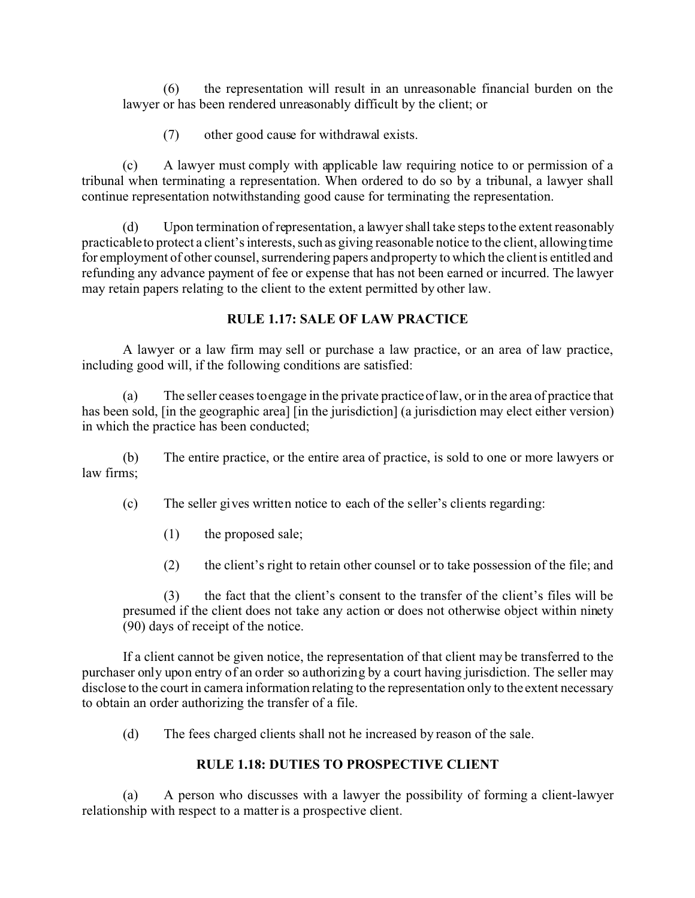(6) the representation will result in an unreasonable financial burden on the lawyer or has been rendered unreasonably difficult by the client; or

(7) other good cause for withdrawal exists.

(c) A lawyer must comply with applicable law requiring notice to or permission of a tribunal when terminating a representation. When ordered to do so by a tribunal, a lawyer shall continue representation notwithstanding good cause for terminating the representation.

(d) Upon termination of representation, a lawyer shall take steps to the extent reasonably practicable to protect a client's interests, such as giving reasonable notice to the client, allowing time for employment of other counsel, surrendering papers and property to which the client is entitled and refunding any advance payment of fee or expense that has not been earned or incurred. The lawyer may retain papers relating to the client to the extent permitted by other law.

## RULE 1.17: SALE OF LAW PRACTICE

A lawyer or a law firm may sell or purchase a law practice, or an area of law practice, including good will, if the following conditions are satisfied:

(a) The seller ceases to engage in the private practice of law, or in the area of practice that has been sold, [in the geographic area] [in the jurisdiction] (a jurisdiction may elect either version) in which the practice has been conducted;

(b) The entire practice, or the entire area of practice, is sold to one or more lawyers or law firms;

(c) The seller gives written notice to each of the seller's clients regarding:

(1) the proposed sale;

(2) the client's right to retain other counsel or to take possession of the file; and

(3) the fact that the client's consent to the transfer of the client's files will be presumed if the client does not take any action or does not otherwise object within ninety (90) days of receipt of the notice.

If a client cannot be given notice, the representation of that client may be transferred to the purchaser only upon entry of an order so authorizing by a court having jurisdiction. The seller may disclose to the court in camera information relating to the representation only to the extent necessary to obtain an order authorizing the transfer of a file.

(d) The fees charged clients shall not he increased by reason of the sale.

## RULE 1.18: DUTIES TO PROSPECTIVE CLIENT

(a) A person who discusses with a lawyer the possibility of forming a client-lawyer relationship with respect to a matter is a prospective client.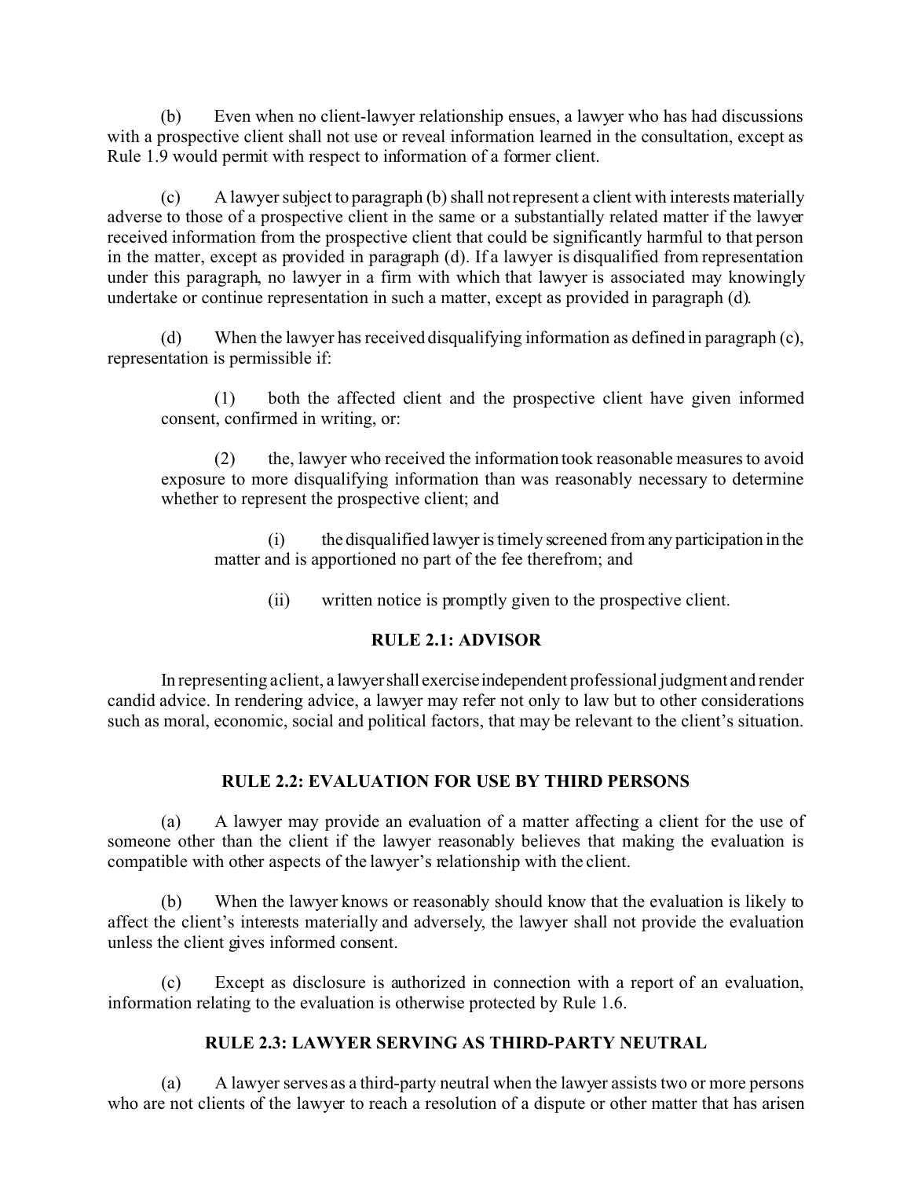(b) Even when no client-lawyer relationship ensues, a lawyer who has had discussions with a prospective client shall not use or reveal information learned in the consultation, except as Rule 1.9 would permit with respect to information of a former client.

(c) A lawyer subject to paragraph (b) shall not represent a client with interests materially adverse to those of a prospective client in the same or a substantially related matter if the lawyer received information from the prospective client that could be significantly harmful to that person in the matter, except as provided in paragraph (d). If a lawyer is disqualified from representation under this paragraph, no lawyer in a firm with which that lawyer is associated may knowingly undertake or continue representation in such a matter, except as provided in paragraph (d).

(d) When the lawyer has received disqualifying information as defined in paragraph (c), representation is permissible if:

> (1) both the affected client and the prospective client have given informed consent, confirmed in writing, or:
>
> (2) the, lawyer who received the information took reasonable measures to avoid exposure to more disqualifying information than was reasonably necessary to determine whether to represent the prospective client; and
>
> > (i) the disqualified lawyer is timely screened from any participation in the matter and is apportioned no part of the fee therefrom; and
> >
> > (ii) written notice is promptly given to the prospective client.

## RULE 2.1: ADVISOR

In representing a client, a lawyer shall exercise independent professional judgment and render candid advice. In rendering advice, a lawyer may refer not only to law but to other considerations such as moral, economic, social and political factors, that may be relevant to the client's situation.

## RULE 2.2: EVALUATION FOR USE BY THIRD PERSONS

(a) A lawyer may provide an evaluation of a matter affecting a client for the use of someone other than the client if the lawyer reasonably believes that making the evaluation is compatible with other aspects of the lawyer's relationship with the client.

(b) When the lawyer knows or reasonably should know that the evaluation is likely to affect the client's interests materially and adversely, the lawyer shall not provide the evaluation unless the client gives informed consent.

(c) Except as disclosure is authorized in connection with a report of an evaluation, information relating to the evaluation is otherwise protected by Rule 1.6.

## RULE 2.3: LAWYER SERVING AS THIRD-PARTY NEUTRAL

(a) A lawyer serves as a third-party neutral when the lawyer assists two or more persons who are not clients of the lawyer to reach a resolution of a dispute or other matter that has arisen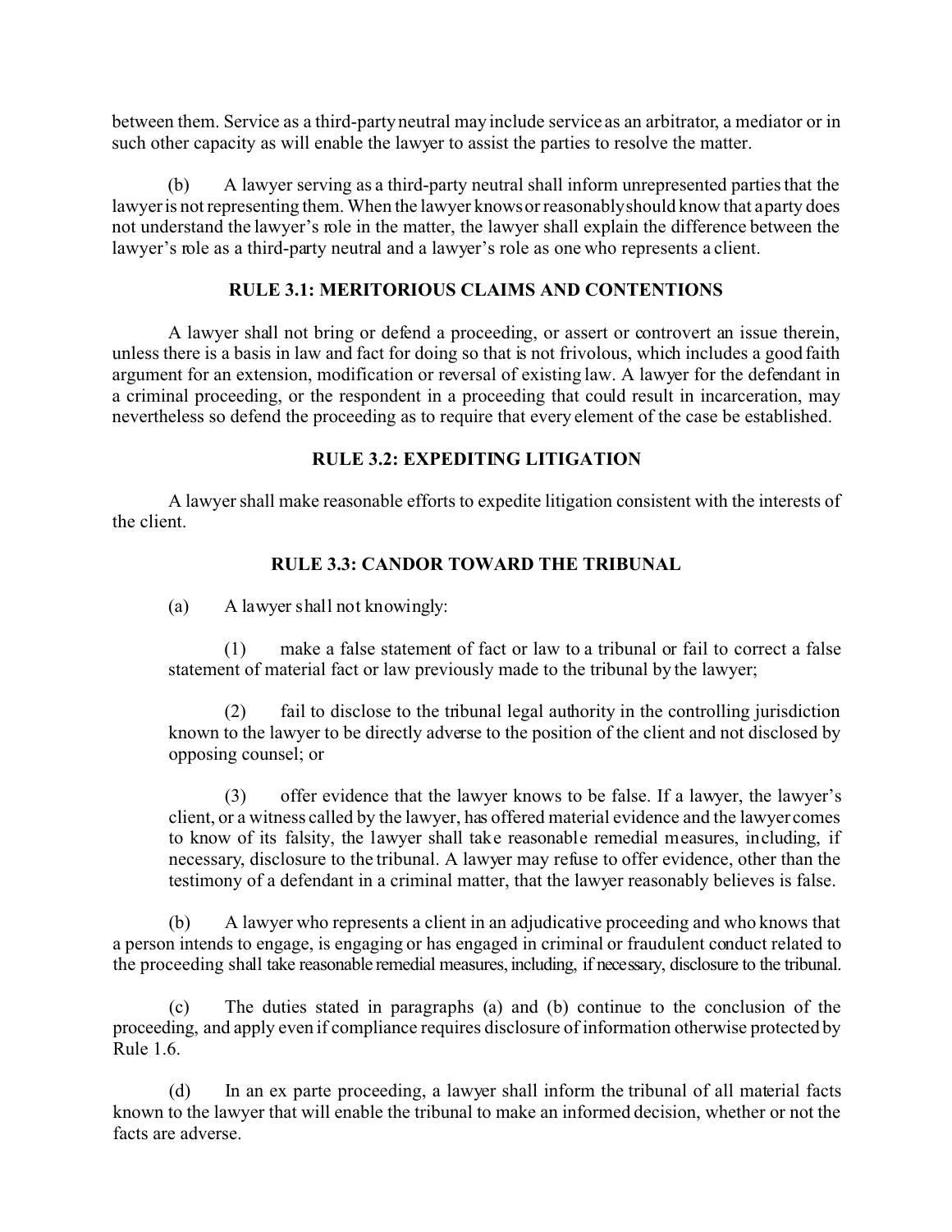between them. Service as a third-party neutral may include service as an arbitrator, a mediator or in such other capacity as will enable the lawyer to assist the parties to resolve the matter.

(b) A lawyer serving as a third-party neutral shall inform unrepresented parties that the lawyer is not representing them. When the lawyer knows or reasonably should know that a party does not understand the lawyer's role in the matter, the lawyer shall explain the difference between the lawyer's role as a third-party neutral and a lawyer's role as one who represents a client.

## RULE 3.1: MERITORIOUS CLAIMS AND CONTENTIONS

A lawyer shall not bring or defend a proceeding, or assert or controvert an issue therein, unless there is a basis in law and fact for doing so that is not frivolous, which includes a good faith argument for an extension, modification or reversal of existing law. A lawyer for the defendant in a criminal proceeding, or the respondent in a proceeding that could result in incarceration, may nevertheless so defend the proceeding as to require that every element of the case be established.

## RULE 3.2: EXPEDITING LITIGATION

A lawyer shall make reasonable efforts to expedite litigation consistent with the interests of the client.

## RULE 3.3: CANDOR TOWARD THE TRIBUNAL

(a) A lawyer shall not knowingly:

(1) make a false statement of fact or law to a tribunal or fail to correct a false statement of material fact or law previously made to the tribunal by the lawyer;

(2) fail to disclose to the tribunal legal authority in the controlling jurisdiction known to the lawyer to be directly adverse to the position of the client and not disclosed by opposing counsel; or

(3) offer evidence that the lawyer knows to be false. If a lawyer, the lawyer's client, or a witness called by the lawyer, has offered material evidence and the lawyer comes to know of its falsity, the lawyer shall take reasonable remedial measures, including, if necessary, disclosure to the tribunal. A lawyer may refuse to offer evidence, other than the testimony of a defendant in a criminal matter, that the lawyer reasonably believes is false.

(b) A lawyer who represents a client in an adjudicative proceeding and who knows that a person intends to engage, is engaging or has engaged in criminal or fraudulent conduct related to the proceeding shall take reasonable remedial measures, including, if necessary, disclosure to the tribunal.

(c) The duties stated in paragraphs (a) and (b) continue to the conclusion of the proceeding, and apply even if compliance requires disclosure of information otherwise protected by Rule 1.6.

(d) In an ex parte proceeding, a lawyer shall inform the tribunal of all material facts known to the lawyer that will enable the tribunal to make an informed decision, whether or not the facts are adverse.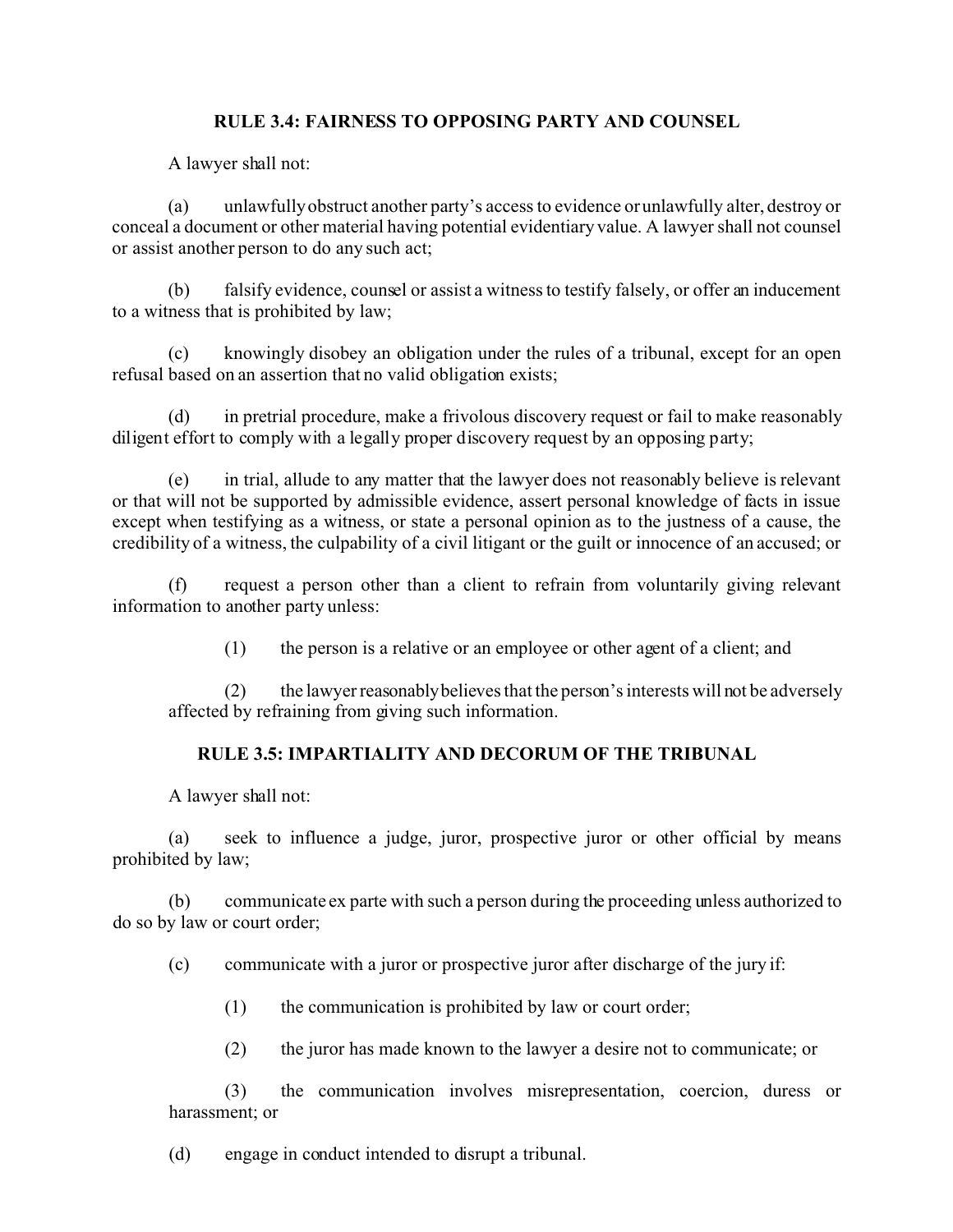## RULE 3.4: FAIRNESS TO OPPOSING PARTY AND COUNSEL

A lawyer shall not:

(a) unlawfully obstruct another party's access to evidence or unlawfully alter, destroy or conceal a document or other material having potential evidentiary value. A lawyer shall not counsel or assist another person to do any such act;

(b) falsify evidence, counsel or assist a witness to testify falsely, or offer an inducement to a witness that is prohibited by law;

(c) knowingly disobey an obligation under the rules of a tribunal, except for an open refusal based on an assertion that no valid obligation exists;

(d) in pretrial procedure, make a frivolous discovery request or fail to make reasonably diligent effort to comply with a legally proper discovery request by an opposing party;

(e) in trial, allude to any matter that the lawyer does not reasonably believe is relevant or that will not be supported by admissible evidence, assert personal knowledge of facts in issue except when testifying as a witness, or state a personal opinion as to the justness of a cause, the credibility of a witness, the culpability of a civil litigant or the guilt or innocence of an accused; or

(f) request a person other than a client to refrain from voluntarily giving relevant information to another party unless:

> (1) the person is a relative or an employee or other agent of a client; and
>
> (2) the lawyer reasonably believes that the person's interests will not be adversely affected by refraining from giving such information.

## RULE 3.5: IMPARTIALITY AND DECORUM OF THE TRIBUNAL

A lawyer shall not:

(a) seek to influence a judge, juror, prospective juror or other official by means prohibited by law;

(b) communicate ex parte with such a person during the proceeding unless authorized to do so by law or court order;

(c) communicate with a juror or prospective juror after discharge of the jury if:

> (1) the communication is prohibited by law or court order;
>
> (2) the juror has made known to the lawyer a desire not to communicate; or
>
> (3) the communication involves misrepresentation, coercion, duress or harassment; or

(d) engage in conduct intended to disrupt a tribunal.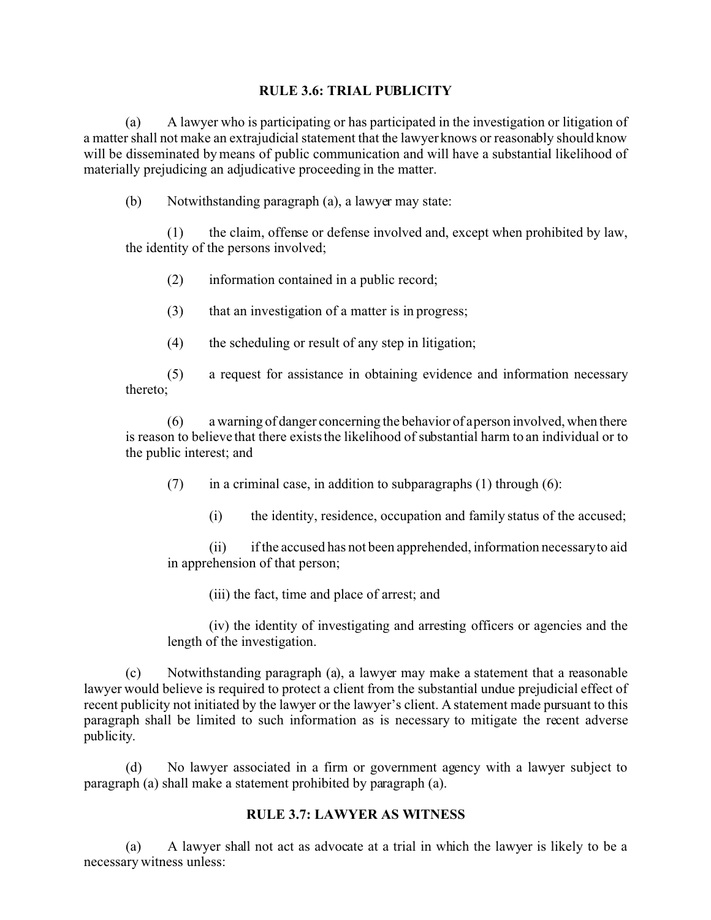## RULE 3.6: TRIAL PUBLICITY

(a) A lawyer who is participating or has participated in the investigation or litigation of a matter shall not make an extrajudicial statement that the lawyer knows or reasonably should know will be disseminated by means of public communication and will have a substantial likelihood of materially prejudicing an adjudicative proceeding in the matter.

(b) Notwithstanding paragraph (a), a lawyer may state:

(1) the claim, offense or defense involved and, except when prohibited by law, the identity of the persons involved;

(2) information contained in a public record;

(3) that an investigation of a matter is in progress;

(4) the scheduling or result of any step in litigation;

(5) a request for assistance in obtaining evidence and information necessary thereto;

(6) a warning of danger concerning the behavior of a person involved, when there is reason to believe that there exists the likelihood of substantial harm to an individual or to the public interest; and

(7) in a criminal case, in addition to subparagraphs (1) through (6):

(i) the identity, residence, occupation and family status of the accused;

(ii) if the accused has not been apprehended, information necessary to aid in apprehension of that person;

(iii) the fact, time and place of arrest; and

(iv) the identity of investigating and arresting officers or agencies and the length of the investigation.

(c) Notwithstanding paragraph (a), a lawyer may make a statement that a reasonable lawyer would believe is required to protect a client from the substantial undue prejudicial effect of recent publicity not initiated by the lawyer or the lawyer's client. A statement made pursuant to this paragraph shall be limited to such information as is necessary to mitigate the recent adverse publicity.

(d) No lawyer associated in a firm or government agency with a lawyer subject to paragraph (a) shall make a statement prohibited by paragraph (a).

## RULE 3.7: LAWYER AS WITNESS

(a) A lawyer shall not act as advocate at a trial in which the lawyer is likely to be a necessary witness unless: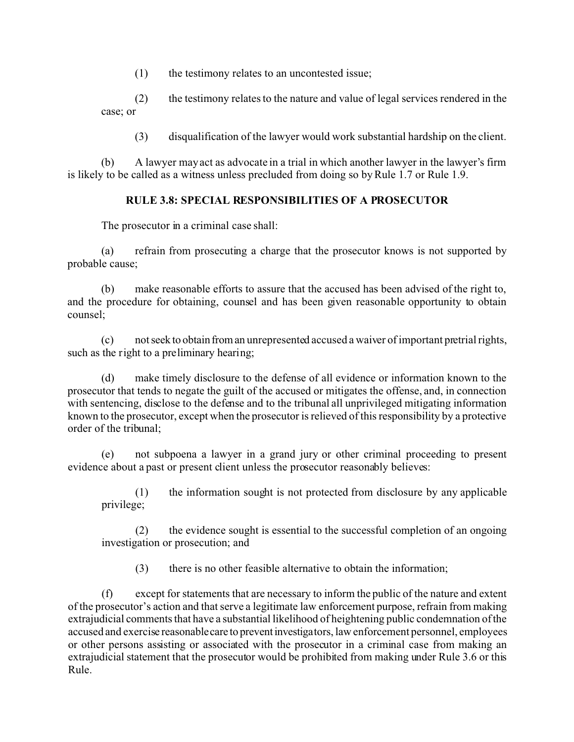(1) the testimony relates to an uncontested issue;

(2) the testimony relates to the nature and value of legal services rendered in the case; or

(3) disqualification of the lawyer would work substantial hardship on the client.

(b) A lawyer may act as advocate in a trial in which another lawyer in the lawyer's firm is likely to be called as a witness unless precluded from doing so by Rule 1.7 or Rule 1.9.

### RULE 3.8: SPECIAL RESPONSIBILITIES OF A PROSECUTOR

The prosecutor in a criminal case shall:

(a) refrain from prosecuting a charge that the prosecutor knows is not supported by probable cause;

(b) make reasonable efforts to assure that the accused has been advised of the right to, and the procedure for obtaining, counsel and has been given reasonable opportunity to obtain counsel;

(c) not seek to obtain from an unrepresented accused a waiver of important pretrial rights, such as the right to a preliminary hearing;

(d) make timely disclosure to the defense of all evidence or information known to the prosecutor that tends to negate the guilt of the accused or mitigates the offense, and, in connection with sentencing, disclose to the defense and to the tribunal all unprivileged mitigating information known to the prosecutor, except when the prosecutor is relieved of this responsibility by a protective order of the tribunal;

(e) not subpoena a lawyer in a grand jury or other criminal proceeding to present evidence about a past or present client unless the prosecutor reasonably believes:

(1) the information sought is not protected from disclosure by any applicable privilege;

(2) the evidence sought is essential to the successful completion of an ongoing investigation or prosecution; and

(3) there is no other feasible alternative to obtain the information;

(f) except for statements that are necessary to inform the public of the nature and extent of the prosecutor's action and that serve a legitimate law enforcement purpose, refrain from making extrajudicial comments that have a substantial likelihood of heightening public condemnation of the accused and exercise reasonable care to prevent investigators, law enforcement personnel, employees or other persons assisting or associated with the prosecutor in a criminal case from making an extrajudicial statement that the prosecutor would be prohibited from making under Rule 3.6 or this Rule.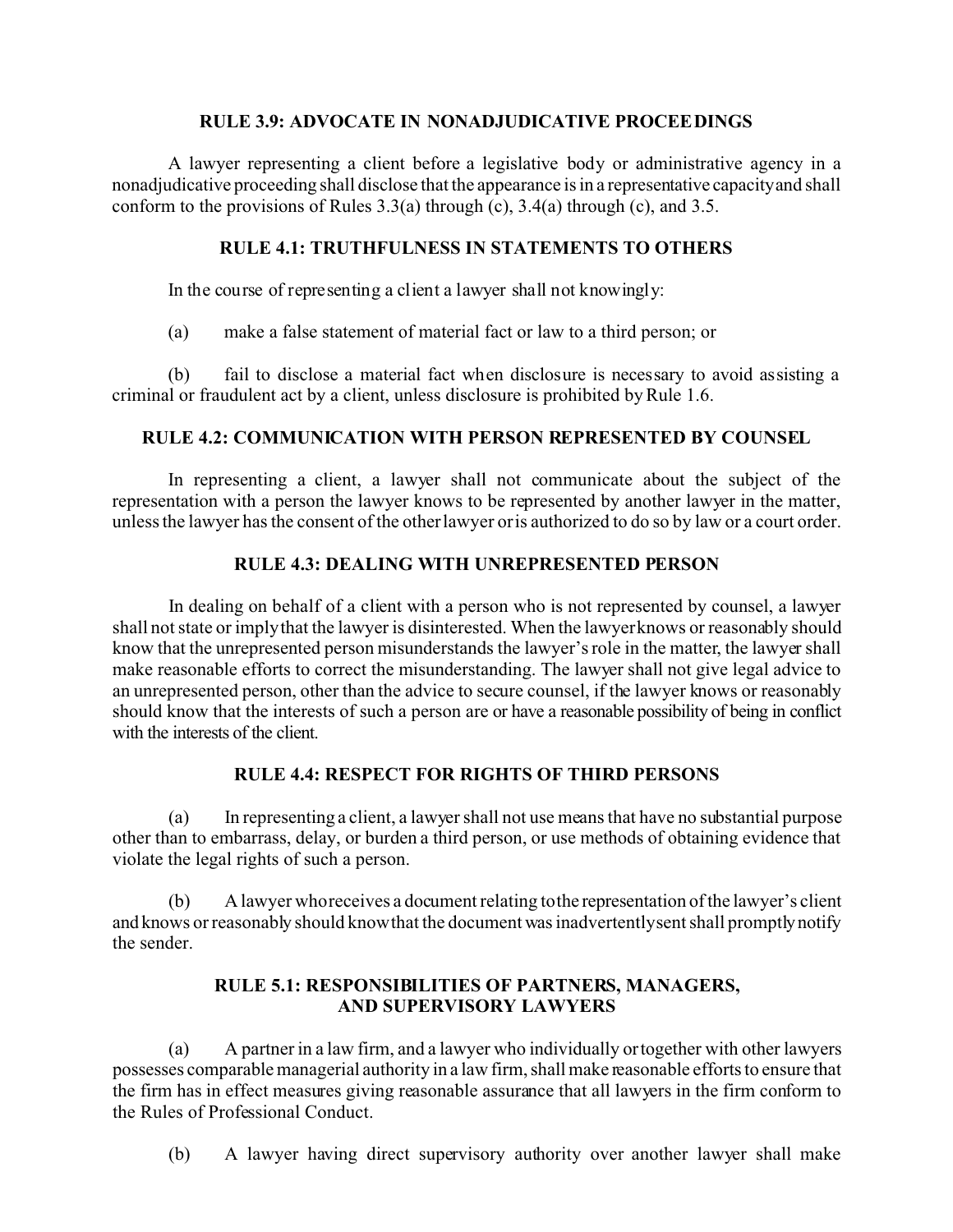## RULE 3.9: ADVOCATE IN NONADJUDICATIVE PROCEEDINGS

A lawyer representing a client before a legislative body or administrative agency in a nonadjudicative proceeding shall disclose that the appearance is in a representative capacity and shall conform to the provisions of Rules 3.3(a) through (c), 3.4(a) through (c), and 3.5.

## RULE 4.1: TRUTHFULNESS IN STATEMENTS TO OTHERS

In the course of representing a client a lawyer shall not knowingly:

(a) make a false statement of material fact or law to a third person; or

(b) fail to disclose a material fact when disclosure is necessary to avoid assisting a criminal or fraudulent act by a client, unless disclosure is prohibited by Rule 1.6.

## RULE 4.2: COMMUNICATION WITH PERSON REPRESENTED BY COUNSEL

In representing a client, a lawyer shall not communicate about the subject of the representation with a person the lawyer knows to be represented by another lawyer in the matter, unless the lawyer has the consent of the other lawyer or is authorized to do so by law or a court order.

## RULE 4.3: DEALING WITH UNREPRESENTED PERSON

In dealing on behalf of a client with a person who is not represented by counsel, a lawyer shall not state or imply that the lawyer is disinterested. When the lawyer knows or reasonably should know that the unrepresented person misunderstands the lawyer's role in the matter, the lawyer shall make reasonable efforts to correct the misunderstanding. The lawyer shall not give legal advice to an unrepresented person, other than the advice to secure counsel, if the lawyer knows or reasonably should know that the interests of such a person are or have a reasonable possibility of being in conflict with the interests of the client.

## RULE 4.4: RESPECT FOR RIGHTS OF THIRD PERSONS

(a) In representing a client, a lawyer shall not use means that have no substantial purpose other than to embarrass, delay, or burden a third person, or use methods of obtaining evidence that violate the legal rights of such a person.

(b) A lawyer who receives a document relating to the representation of the lawyer's client and knows or reasonably should know that the document was inadvertently sent shall promptly notify the sender.

## RULE 5.1: RESPONSIBILITIES OF PARTNERS, MANAGERS, AND SUPERVISORY LAWYERS

(a) A partner in a law firm, and a lawyer who individually or together with other lawyers possesses comparable managerial authority in a law firm, shall make reasonable efforts to ensure that the firm has in effect measures giving reasonable assurance that all lawyers in the firm conform to the Rules of Professional Conduct.

(b) A lawyer having direct supervisory authority over another lawyer shall make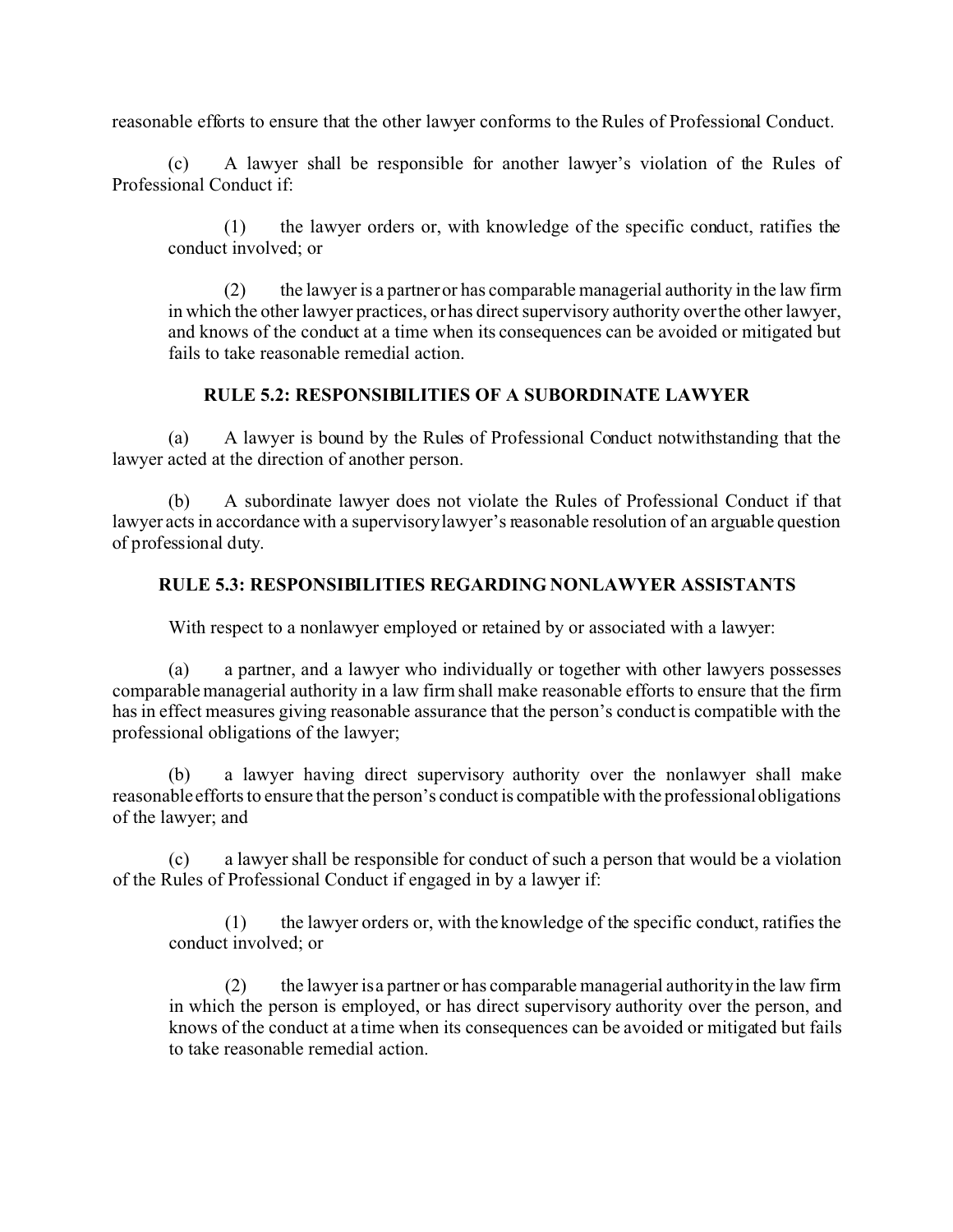reasonable efforts to ensure that the other lawyer conforms to the Rules of Professional Conduct.

(c) A lawyer shall be responsible for another lawyer's violation of the Rules of Professional Conduct if:

> (1) the lawyer orders or, with knowledge of the specific conduct, ratifies the conduct involved; or
>
> (2) the lawyer is a partner or has comparable managerial authority in the law firm in which the other lawyer practices, or has direct supervisory authority over the other lawyer, and knows of the conduct at a time when its consequences can be avoided or mitigated but fails to take reasonable remedial action.

### RULE 5.2: RESPONSIBILITIES OF A SUBORDINATE LAWYER

(a) A lawyer is bound by the Rules of Professional Conduct notwithstanding that the lawyer acted at the direction of another person.

(b) A subordinate lawyer does not violate the Rules of Professional Conduct if that lawyer acts in accordance with a supervisory lawyer's reasonable resolution of an arguable question of professional duty.

### RULE 5.3: RESPONSIBILITIES REGARDING NONLAWYER ASSISTANTS

With respect to a nonlawyer employed or retained by or associated with a lawyer:

(a) a partner, and a lawyer who individually or together with other lawyers possesses comparable managerial authority in a law firm shall make reasonable efforts to ensure that the firm has in effect measures giving reasonable assurance that the person's conduct is compatible with the professional obligations of the lawyer;

(b) a lawyer having direct supervisory authority over the nonlawyer shall make reasonable efforts to ensure that the person's conduct is compatible with the professional obligations of the lawyer; and

(c) a lawyer shall be responsible for conduct of such a person that would be a violation of the Rules of Professional Conduct if engaged in by a lawyer if:

> (1) the lawyer orders or, with the knowledge of the specific conduct, ratifies the conduct involved; or
>
> (2) the lawyer is a partner or has comparable managerial authority in the law firm in which the person is employed, or has direct supervisory authority over the person, and knows of the conduct at a time when its consequences can be avoided or mitigated but fails to take reasonable remedial action.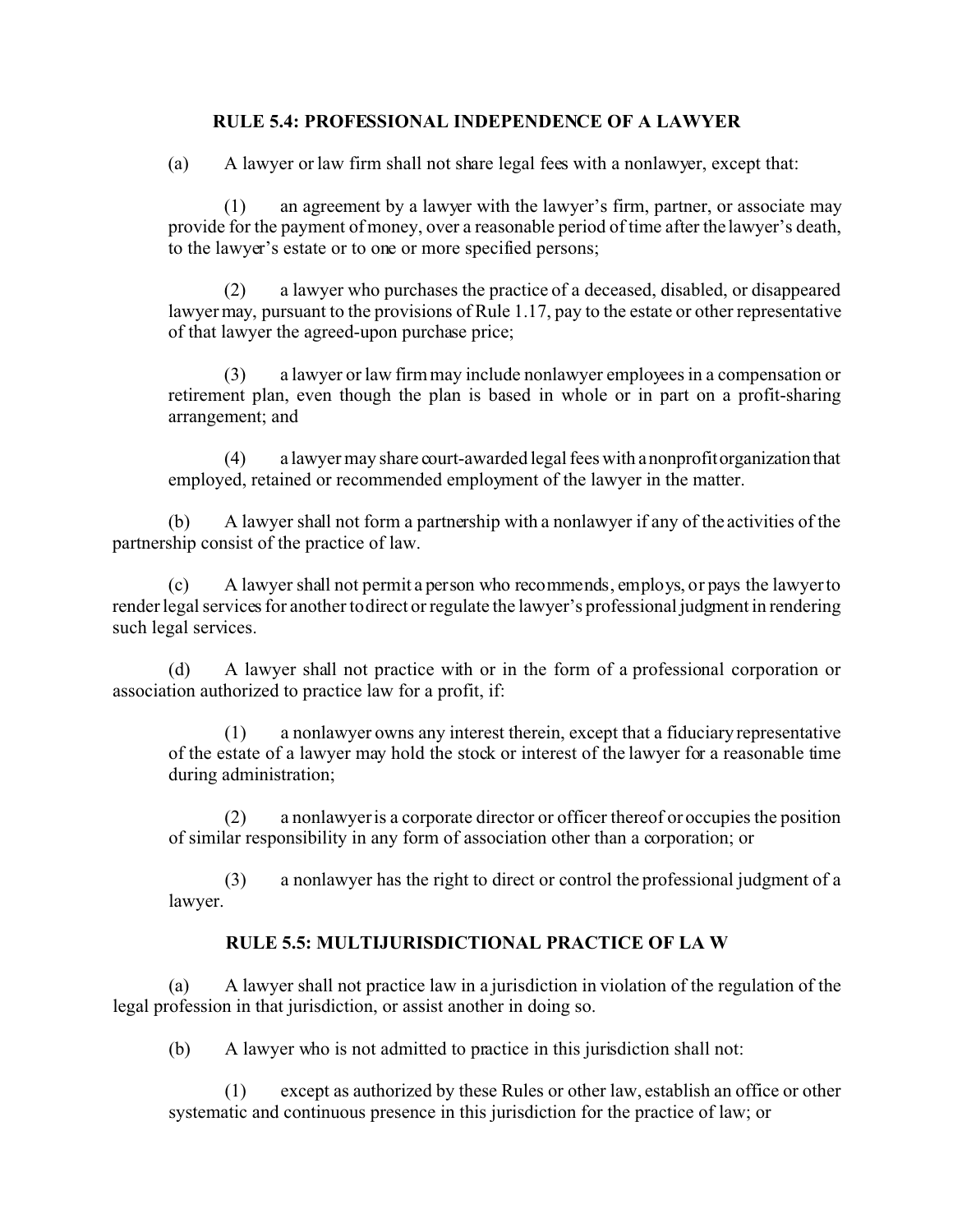## RULE 5.4: PROFESSIONAL INDEPENDENCE OF A LAWYER

(a) A lawyer or law firm shall not share legal fees with a nonlawyer, except that:

(1) an agreement by a lawyer with the lawyer's firm, partner, or associate may provide for the payment of money, over a reasonable period of time after the lawyer's death, to the lawyer's estate or to one or more specified persons;

(2) a lawyer who purchases the practice of a deceased, disabled, or disappeared lawyer may, pursuant to the provisions of Rule 1.17, pay to the estate or other representative of that lawyer the agreed-upon purchase price;

(3) a lawyer or law firm may include nonlawyer employees in a compensation or retirement plan, even though the plan is based in whole or in part on a profit-sharing arrangement; and

(4) a lawyer may share court-awarded legal fees with a nonprofit organization that employed, retained or recommended employment of the lawyer in the matter.

(b) A lawyer shall not form a partnership with a nonlawyer if any of the activities of the partnership consist of the practice of law.

(c) A lawyer shall not permit a person who recommends, employs, or pays the lawyer to render legal services for another to direct or regulate the lawyer's professional judgment in rendering such legal services.

(d) A lawyer shall not practice with or in the form of a professional corporation or association authorized to practice law for a profit, if:

(1) a nonlawyer owns any interest therein, except that a fiduciary representative of the estate of a lawyer may hold the stock or interest of the lawyer for a reasonable time during administration;

(2) a nonlawyer is a corporate director or officer thereof or occupies the position of similar responsibility in any form of association other than a corporation; or

(3) a nonlawyer has the right to direct or control the professional judgment of a lawyer.

## RULE 5.5: MULTIJURISDICTIONAL PRACTICE OF LAW

(a) A lawyer shall not practice law in a jurisdiction in violation of the regulation of the legal profession in that jurisdiction, or assist another in doing so.

(b) A lawyer who is not admitted to practice in this jurisdiction shall not:

(1) except as authorized by these Rules or other law, establish an office or other systematic and continuous presence in this jurisdiction for the practice of law; or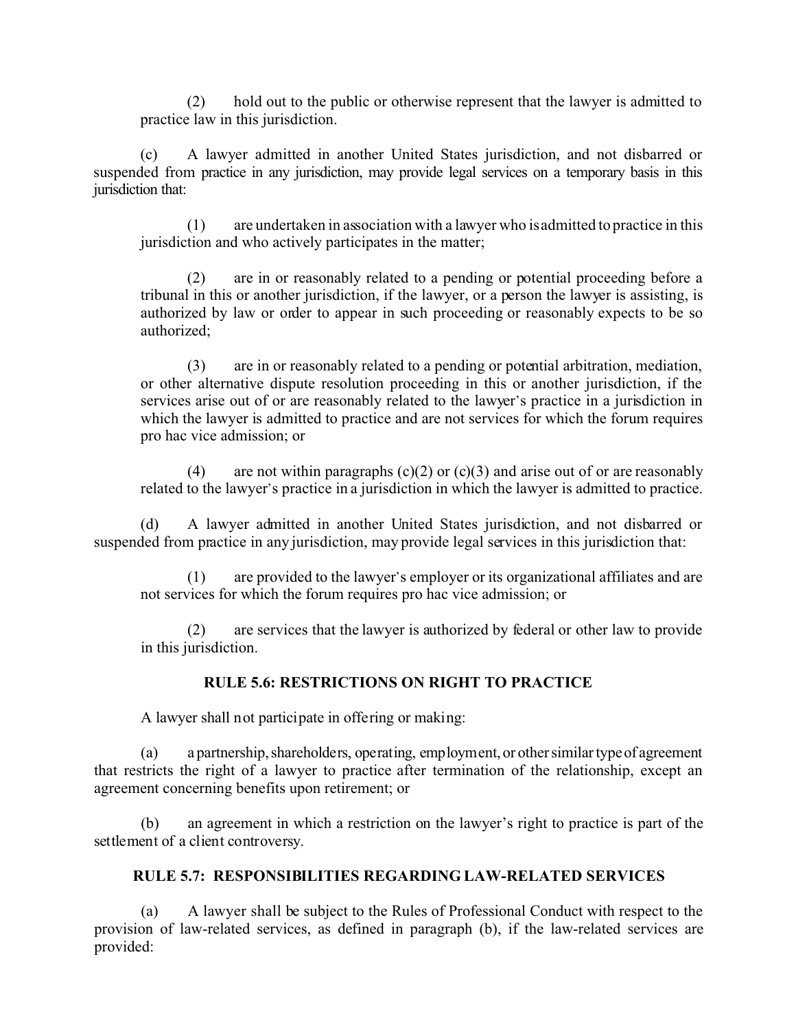(2) hold out to the public or otherwise represent that the lawyer is admitted to practice law in this jurisdiction.

(c) A lawyer admitted in another United States jurisdiction, and not disbarred or suspended from practice in any jurisdiction, may provide legal services on a temporary basis in this jurisdiction that:

(1) are undertaken in association with a lawyer who is admitted to practice in this jurisdiction and who actively participates in the matter;

(2) are in or reasonably related to a pending or potential proceeding before a tribunal in this or another jurisdiction, if the lawyer, or a person the lawyer is assisting, is authorized by law or order to appear in such proceeding or reasonably expects to be so authorized;

(3) are in or reasonably related to a pending or potential arbitration, mediation, or other alternative dispute resolution proceeding in this or another jurisdiction, if the services arise out of or are reasonably related to the lawyer's practice in a jurisdiction in which the lawyer is admitted to practice and are not services for which the forum requires pro hac vice admission; or

(4) are not within paragraphs (c)(2) or (c)(3) and arise out of or are reasonably related to the lawyer's practice in a jurisdiction in which the lawyer is admitted to practice.

(d) A lawyer admitted in another United States jurisdiction, and not disbarred or suspended from practice in any jurisdiction, may provide legal services in this jurisdiction that:

(1) are provided to the lawyer's employer or its organizational affiliates and are not services for which the forum requires pro hac vice admission; or

(2) are services that the lawyer is authorized by federal or other law to provide in this jurisdiction.

## RULE 5.6: RESTRICTIONS ON RIGHT TO PRACTICE

A lawyer shall not participate in offering or making:

(a) a partnership, shareholders, operating, employment, or other similar type of agreement that restricts the right of a lawyer to practice after termination of the relationship, except an agreement concerning benefits upon retirement; or

(b) an agreement in which a restriction on the lawyer's right to practice is part of the settlement of a client controversy.

## RULE 5.7: RESPONSIBILITIES REGARDING LAW-RELATED SERVICES

(a) A lawyer shall be subject to the Rules of Professional Conduct with respect to the provision of law-related services, as defined in paragraph (b), if the law-related services are provided: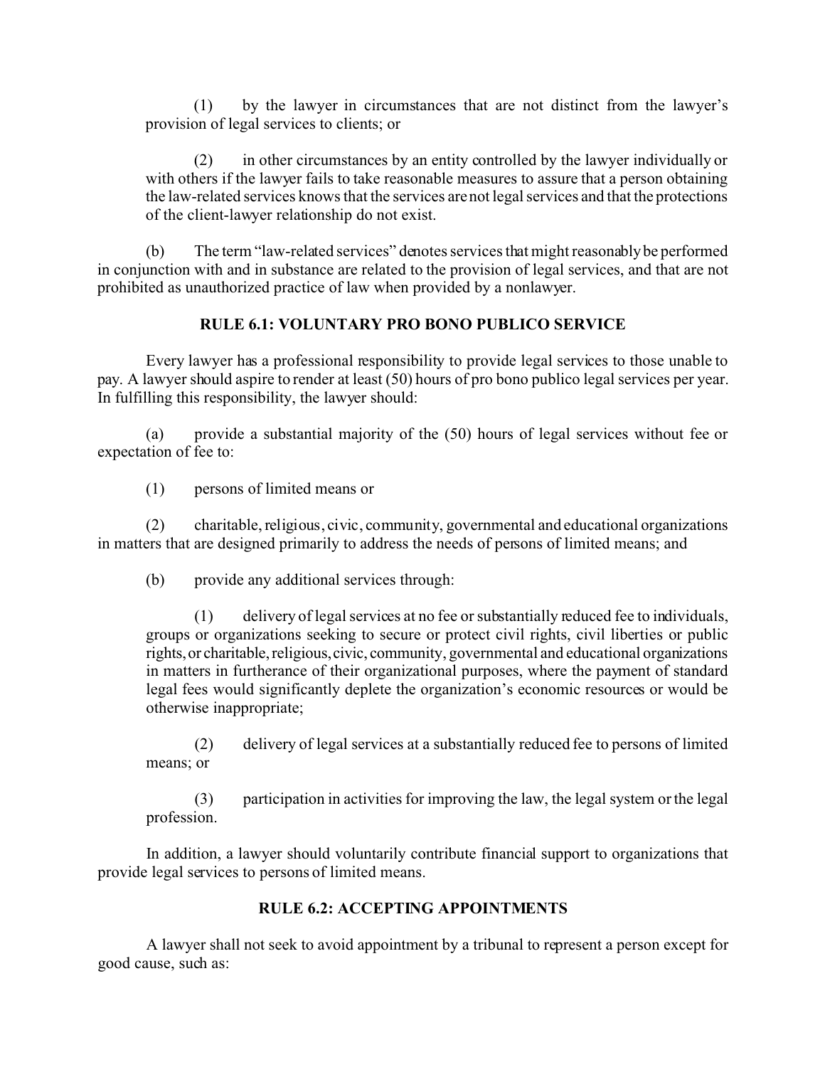(1) by the lawyer in circumstances that are not distinct from the lawyer's provision of legal services to clients; or

(2) in other circumstances by an entity controlled by the lawyer individually or with others if the lawyer fails to take reasonable measures to assure that a person obtaining the law-related services knows that the services are not legal services and that the protections of the client-lawyer relationship do not exist.

(b) The term "law-related services" denotes services that might reasonably be performed in conjunction with and in substance are related to the provision of legal services, and that are not prohibited as unauthorized practice of law when provided by a nonlawyer.

## RULE 6.1: VOLUNTARY PRO BONO PUBLICO SERVICE

Every lawyer has a professional responsibility to provide legal services to those unable to pay. A lawyer should aspire to render at least (50) hours of pro bono publico legal services per year. In fulfilling this responsibility, the lawyer should:

(a) provide a substantial majority of the (50) hours of legal services without fee or expectation of fee to:

(1) persons of limited means or

(2) charitable, religious, civic, community, governmental and educational organizations in matters that are designed primarily to address the needs of persons of limited means; and

(b) provide any additional services through:

(1) delivery of legal services at no fee or substantially reduced fee to individuals, groups or organizations seeking to secure or protect civil rights, civil liberties or public rights, or charitable, religious, civic, community, governmental and educational organizations in matters in furtherance of their organizational purposes, where the payment of standard legal fees would significantly deplete the organization's economic resources or would be otherwise inappropriate;

(2) delivery of legal services at a substantially reduced fee to persons of limited means; or

(3) participation in activities for improving the law, the legal system or the legal profession.

In addition, a lawyer should voluntarily contribute financial support to organizations that provide legal services to persons of limited means.

## RULE 6.2: ACCEPTING APPOINTMENTS

A lawyer shall not seek to avoid appointment by a tribunal to represent a person except for good cause, such as: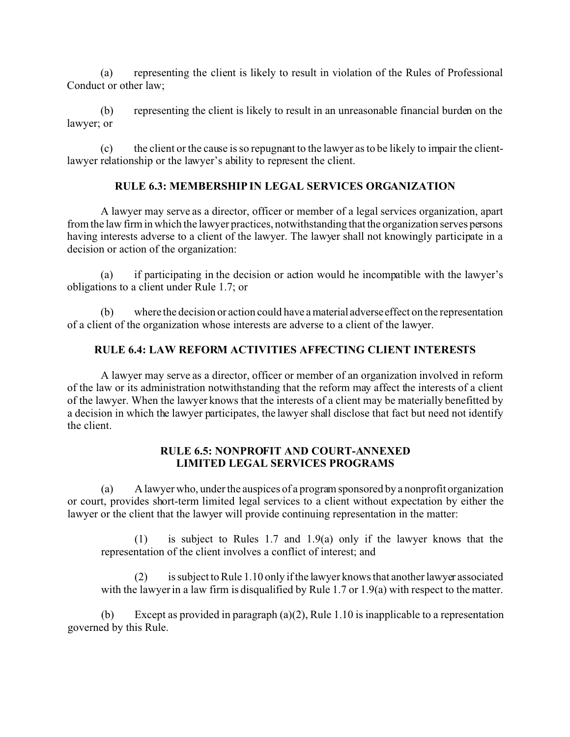(a) representing the client is likely to result in violation of the Rules of Professional Conduct or other law;

(b) representing the client is likely to result in an unreasonable financial burden on the lawyer; or

(c) the client or the cause is so repugnant to the lawyer as to be likely to impair the client-lawyer relationship or the lawyer's ability to represent the client.

## RULE 6.3: MEMBERSHIP IN LEGAL SERVICES ORGANIZATION

A lawyer may serve as a director, officer or member of a legal services organization, apart from the law firm in which the lawyer practices, notwithstanding that the organization serves persons having interests adverse to a client of the lawyer. The lawyer shall not knowingly participate in a decision or action of the organization:

(a) if participating in the decision or action would he incompatible with the lawyer's obligations to a client under Rule 1.7; or

(b) where the decision or action could have a material adverse effect on the representation of a client of the organization whose interests are adverse to a client of the lawyer.

## RULE 6.4: LAW REFORM ACTIVITIES AFFECTING CLIENT INTERESTS

A lawyer may serve as a director, officer or member of an organization involved in reform of the law or its administration notwithstanding that the reform may affect the interests of a client of the lawyer. When the lawyer knows that the interests of a client may be materially benefitted by a decision in which the lawyer participates, the lawyer shall disclose that fact but need not identify the client.

## RULE 6.5: NONPROFIT AND COURT-ANNEXED LIMITED LEGAL SERVICES PROGRAMS

(a) A lawyer who, under the auspices of a program sponsored by a nonprofit organization or court, provides short-term limited legal services to a client without expectation by either the lawyer or the client that the lawyer will provide continuing representation in the matter:

> (1) is subject to Rules 1.7 and 1.9(a) only if the lawyer knows that the representation of the client involves a conflict of interest; and
>
> (2) is subject to Rule 1.10 only if the lawyer knows that another lawyer associated with the lawyer in a law firm is disqualified by Rule 1.7 or 1.9(a) with respect to the matter.

(b) Except as provided in paragraph (a)(2), Rule 1.10 is inapplicable to a representation governed by this Rule.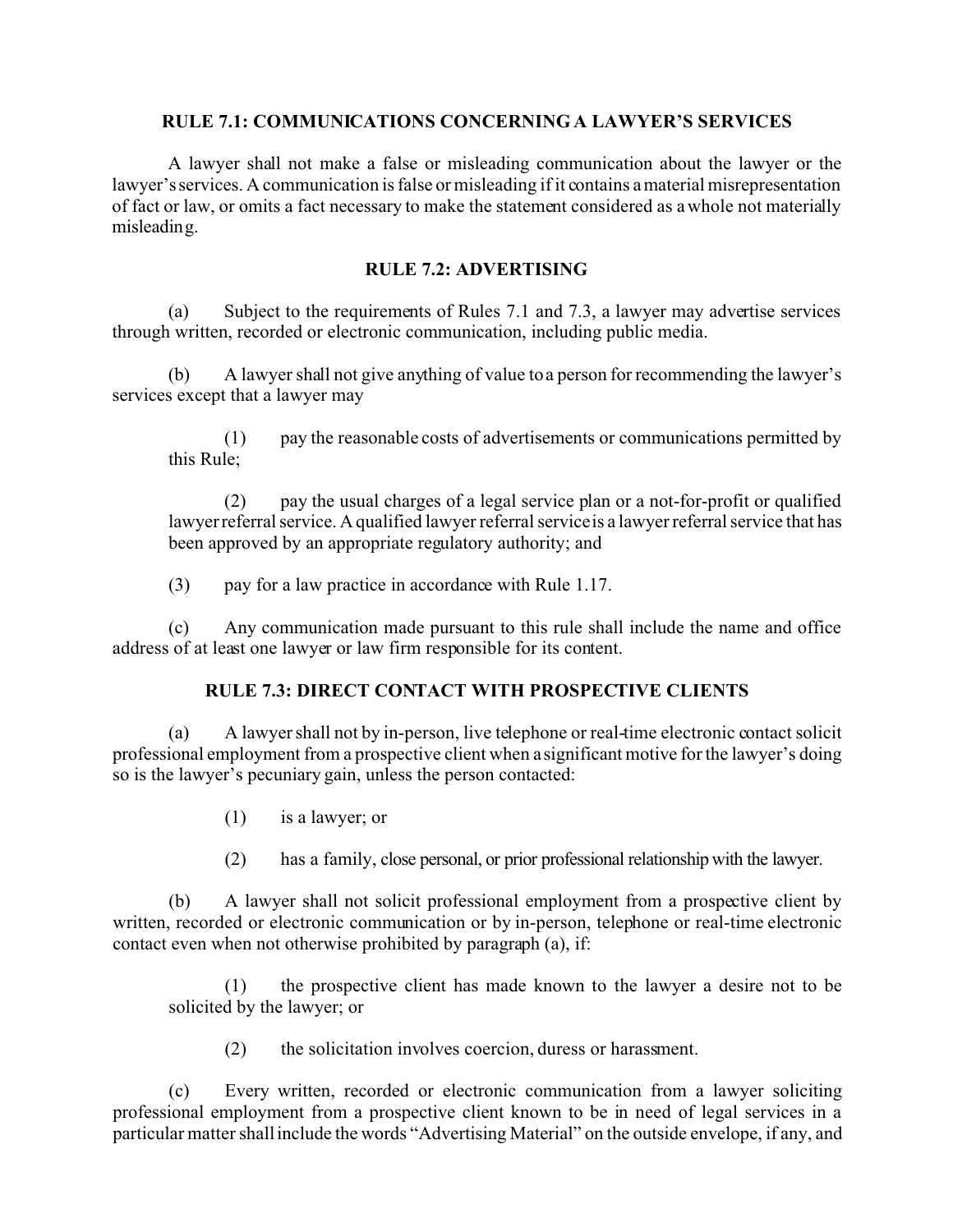### RULE 7.1: COMMUNICATIONS CONCERNING A LAWYER'S SERVICES

A lawyer shall not make a false or misleading communication about the lawyer or the lawyer's services. A communication is false or misleading if it contains a material misrepresentation of fact or law, or omits a fact necessary to make the statement considered as a whole not materially misleading.

### RULE 7.2: ADVERTISING

(a) Subject to the requirements of Rules 7.1 and 7.3, a lawyer may advertise services through written, recorded or electronic communication, including public media.

(b) A lawyer shall not give anything of value to a person for recommending the lawyer's services except that a lawyer may

> (1) pay the reasonable costs of advertisements or communications permitted by this Rule;
>
> (2) pay the usual charges of a legal service plan or a not-for-profit or qualified lawyer referral service. A qualified lawyer referral service is a lawyer referral service that has been approved by an appropriate regulatory authority; and
>
> (3) pay for a law practice in accordance with Rule 1.17.

(c) Any communication made pursuant to this rule shall include the name and office address of at least one lawyer or law firm responsible for its content.

### RULE 7.3: DIRECT CONTACT WITH PROSPECTIVE CLIENTS

(a) A lawyer shall not by in-person, live telephone or real-time electronic contact solicit professional employment from a prospective client when a significant motive for the lawyer's doing so is the lawyer's pecuniary gain, unless the person contacted:

> (1) is a lawyer; or
>
> (2) has a family, close personal, or prior professional relationship with the lawyer.

(b) A lawyer shall not solicit professional employment from a prospective client by written, recorded or electronic communication or by in-person, telephone or real-time electronic contact even when not otherwise prohibited by paragraph (a), if:

> (1) the prospective client has made known to the lawyer a desire not to be solicited by the lawyer; or
>
> (2) the solicitation involves coercion, duress or harassment.

(c) Every written, recorded or electronic communication from a lawyer soliciting professional employment from a prospective client known to be in need of legal services in a particular matter shall include the words "Advertising Material" on the outside envelope, if any, and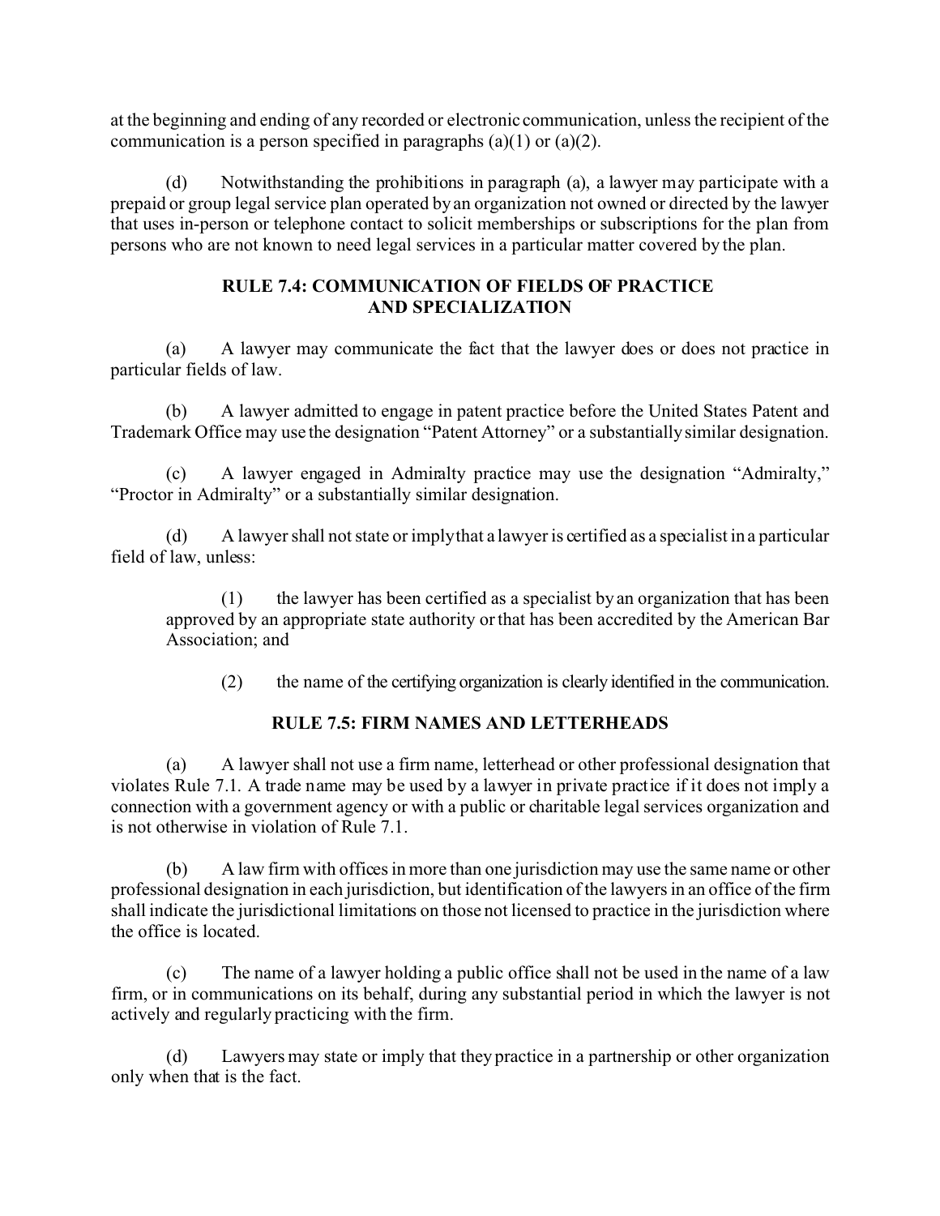at the beginning and ending of any recorded or electronic communication, unless the recipient of the communication is a person specified in paragraphs (a)(1) or (a)(2).

(d) Notwithstanding the prohibitions in paragraph (a), a lawyer may participate with a prepaid or group legal service plan operated by an organization not owned or directed by the lawyer that uses in-person or telephone contact to solicit memberships or subscriptions for the plan from persons who are not known to need legal services in a particular matter covered by the plan.

## RULE 7.4: COMMUNICATION OF FIELDS OF PRACTICE AND SPECIALIZATION

(a) A lawyer may communicate the fact that the lawyer does or does not practice in particular fields of law.

(b) A lawyer admitted to engage in patent practice before the United States Patent and Trademark Office may use the designation "Patent Attorney" or a substantially similar designation.

(c) A lawyer engaged in Admiralty practice may use the designation "Admiralty," "Proctor in Admiralty" or a substantially similar designation.

(d) A lawyer shall not state or imply that a lawyer is certified as a specialist in a particular field of law, unless:

(1) the lawyer has been certified as a specialist by an organization that has been approved by an appropriate state authority or that has been accredited by the American Bar Association; and

(2) the name of the certifying organization is clearly identified in the communication.

## RULE 7.5: FIRM NAMES AND LETTERHEADS

(a) A lawyer shall not use a firm name, letterhead or other professional designation that violates Rule 7.1. A trade name may be used by a lawyer in private practice if it does not imply a connection with a government agency or with a public or charitable legal services organization and is not otherwise in violation of Rule 7.1.

(b) A law firm with offices in more than one jurisdiction may use the same name or other professional designation in each jurisdiction, but identification of the lawyers in an office of the firm shall indicate the jurisdictional limitations on those not licensed to practice in the jurisdiction where the office is located.

(c) The name of a lawyer holding a public office shall not be used in the name of a law firm, or in communications on its behalf, during any substantial period in which the lawyer is not actively and regularly practicing with the firm.

(d) Lawyers may state or imply that they practice in a partnership or other organization only when that is the fact.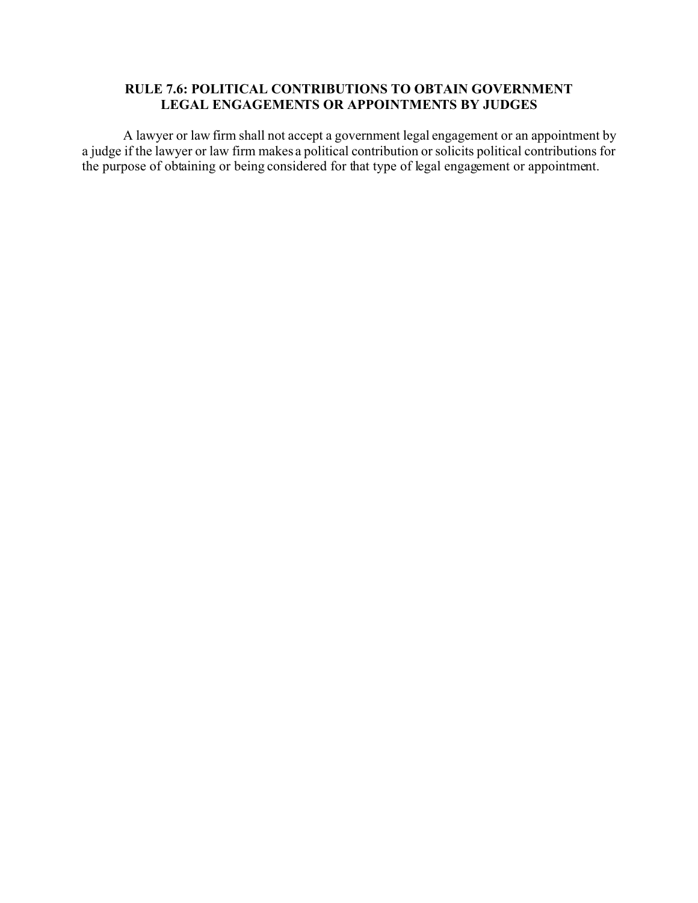## RULE 7.6: POLITICAL CONTRIBUTIONS TO OBTAIN GOVERNMENT LEGAL ENGAGEMENTS OR APPOINTMENTS BY JUDGES

A lawyer or law firm shall not accept a government legal engagement or an appointment by a judge if the lawyer or law firm makes a political contribution or solicits political contributions for the purpose of obtaining or being considered for that type of legal engagement or appointment.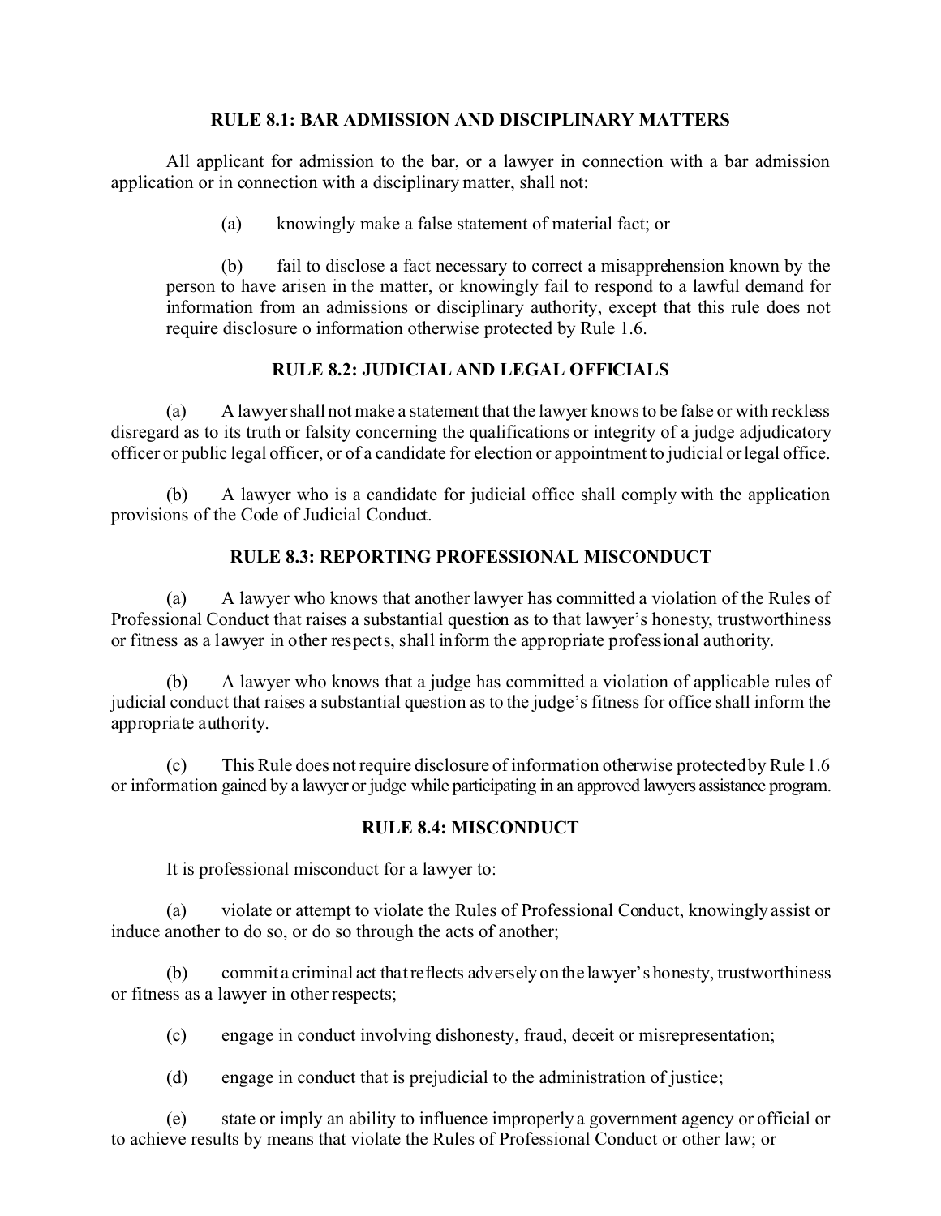## RULE 8.1: BAR ADMISSION AND DISCIPLINARY MATTERS

All applicant for admission to the bar, or a lawyer in connection with a bar admission application or in connection with a disciplinary matter, shall not:

(a) knowingly make a false statement of material fact; or

(b) fail to disclose a fact necessary to correct a misapprehension known by the person to have arisen in the matter, or knowingly fail to respond to a lawful demand for information from an admissions or disciplinary authority, except that this rule does not require disclosure o information otherwise protected by Rule 1.6.

## RULE 8.2: JUDICIAL AND LEGAL OFFICIALS

(a) A lawyer shall not make a statement that the lawyer knows to be false or with reckless disregard as to its truth or falsity concerning the qualifications or integrity of a judge adjudicatory officer or public legal officer, or of a candidate for election or appointment to judicial or legal office.

(b) A lawyer who is a candidate for judicial office shall comply with the application provisions of the Code of Judicial Conduct.

## RULE 8.3: REPORTING PROFESSIONAL MISCONDUCT

(a) A lawyer who knows that another lawyer has committed a violation of the Rules of Professional Conduct that raises a substantial question as to that lawyer's honesty, trustworthiness or fitness as a lawyer in other respects, shall inform the appropriate professional authority.

(b) A lawyer who knows that a judge has committed a violation of applicable rules of judicial conduct that raises a substantial question as to the judge's fitness for office shall inform the appropriate authority.

(c) This Rule does not require disclosure of information otherwise protected by Rule 1.6 or information gained by a lawyer or judge while participating in an approved lawyers assistance program.

## RULE 8.4: MISCONDUCT

It is professional misconduct for a lawyer to:

(a) violate or attempt to violate the Rules of Professional Conduct, knowingly assist or induce another to do so, or do so through the acts of another;

(b) commit a criminal act that reflects adversely on the lawyer's honesty, trustworthiness or fitness as a lawyer in other respects;

(c) engage in conduct involving dishonesty, fraud, deceit or misrepresentation;

(d) engage in conduct that is prejudicial to the administration of justice;

(e) state or imply an ability to influence improperly a government agency or official or to achieve results by means that violate the Rules of Professional Conduct or other law; or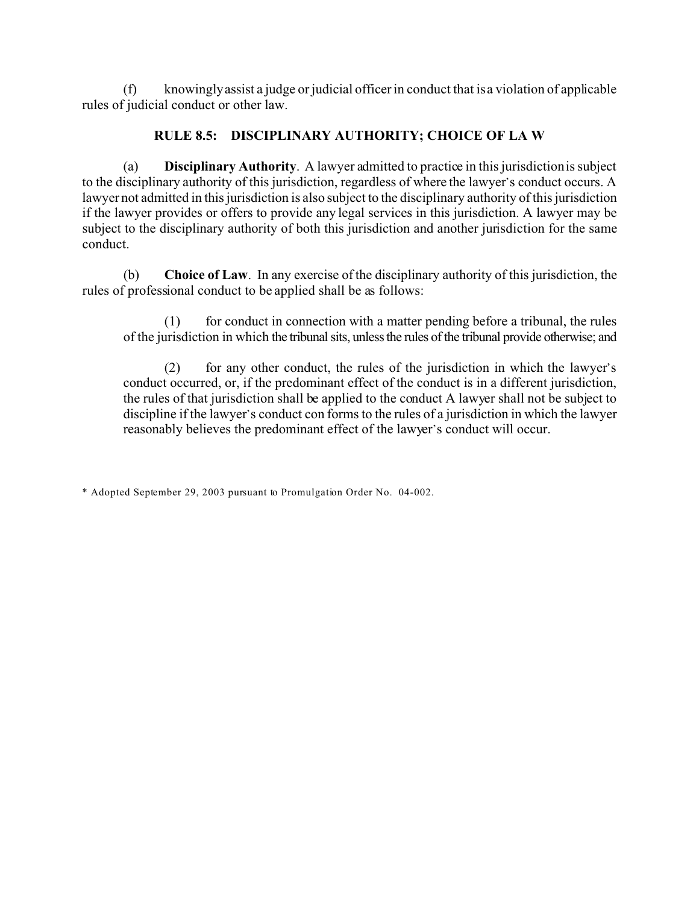(f) knowingly assist a judge or judicial officer in conduct that is a violation of applicable rules of judicial conduct or other law.

## RULE 8.5: DISCIPLINARY AUTHORITY; CHOICE OF LA W

(a) **Disciplinary Authority**. A lawyer admitted to practice in this jurisdiction is subject to the disciplinary authority of this jurisdiction, regardless of where the lawyer's conduct occurs. A lawyer not admitted in this jurisdiction is also subject to the disciplinary authority of this jurisdiction if the lawyer provides or offers to provide any legal services in this jurisdiction. A lawyer may be subject to the disciplinary authority of both this jurisdiction and another jurisdiction for the same conduct.

(b) **Choice of Law**. In any exercise of the disciplinary authority of this jurisdiction, the rules of professional conduct to be applied shall be as follows:

(1) for conduct in connection with a matter pending before a tribunal, the rules of the jurisdiction in which the tribunal sits, unless the rules of the tribunal provide otherwise; and

(2) for any other conduct, the rules of the jurisdiction in which the lawyer's conduct occurred, or, if the predominant effect of the conduct is in a different jurisdiction, the rules of that jurisdiction shall be applied to the conduct A lawyer shall not be subject to discipline if the lawyer's conduct con forms to the rules of a jurisdiction in which the lawyer reasonably believes the predominant effect of the lawyer's conduct will occur.

* Adopted September 29, 2003 pursuant to Promulgation Order No. 04-002.